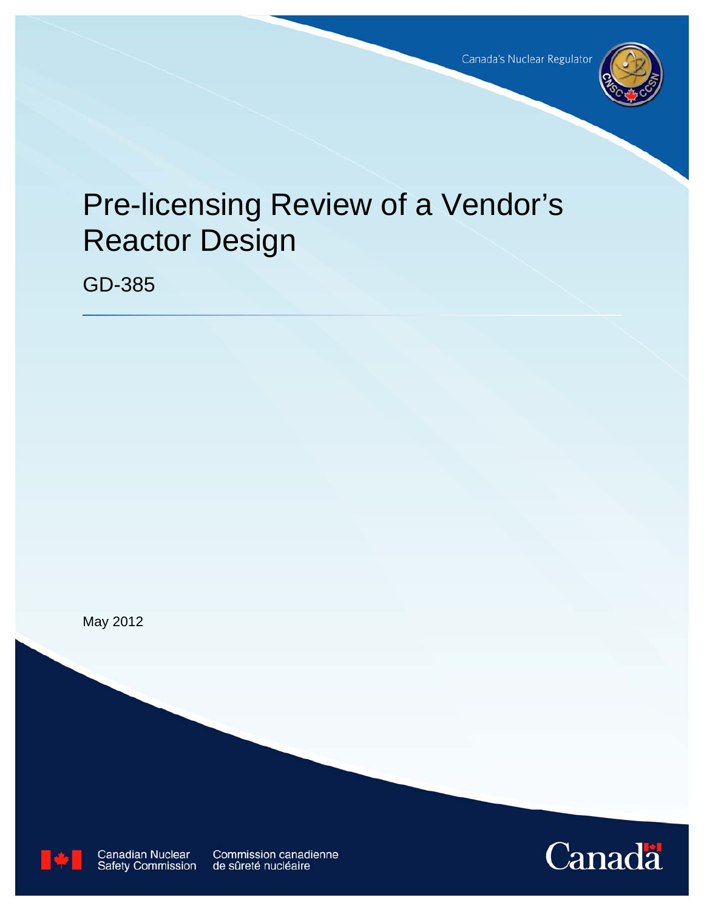Canada's Nuclear Regulator

# Pre-licensing Review of a Vendor's Reactor Design

## GD-385

May 2012

Canadian Nuclear Safety Commission

Commission canadienne de sûreté nucléaire

Canada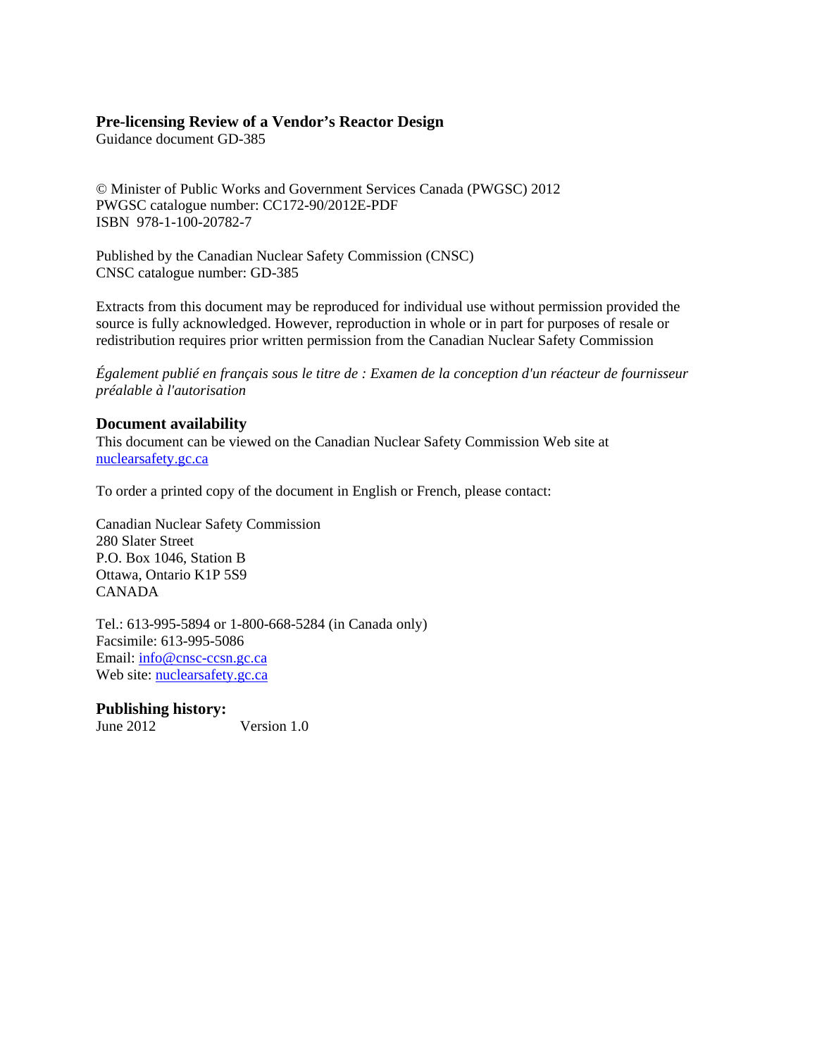**Pre-licensing Review of a Vendor's Reactor Design**
Guidance document GD-385

© Minister of Public Works and Government Services Canada (PWGSC) 2012
PWGSC catalogue number: CC172-90/2012E-PDF
ISBN 978-1-100-20782-7

Published by the Canadian Nuclear Safety Commission (CNSC)
CNSC catalogue number: GD-385

Extracts from this document may be reproduced for individual use without permission provided the source is fully acknowledged. However, reproduction in whole or in part for purposes of resale or redistribution requires prior written permission from the Canadian Nuclear Safety Commission

*Également publié en français sous le titre de : Examen de la conception d'un réacteur de fournisseur préalable à l'autorisation*

## Document availability

This document can be viewed on the Canadian Nuclear Safety Commission Web site at [nuclearsafety.gc.ca](nuclearsafety.gc.ca)

To order a printed copy of the document in English or French, please contact:

Canadian Nuclear Safety Commission
280 Slater Street
P.O. Box 1046, Station B
Ottawa, Ontario K1P 5S9
CANADA

Tel.: 613-995-5894 or 1-800-668-5284 (in Canada only)
Facsimile: 613-995-5086
Email: [info@cnsc-ccsn.gc.ca](mailto:info@cnsc-ccsn.gc.ca)
Web site: [nuclearsafety.gc.ca](nuclearsafety.gc.ca)

## Publishing history:

June 2012 Version 1.0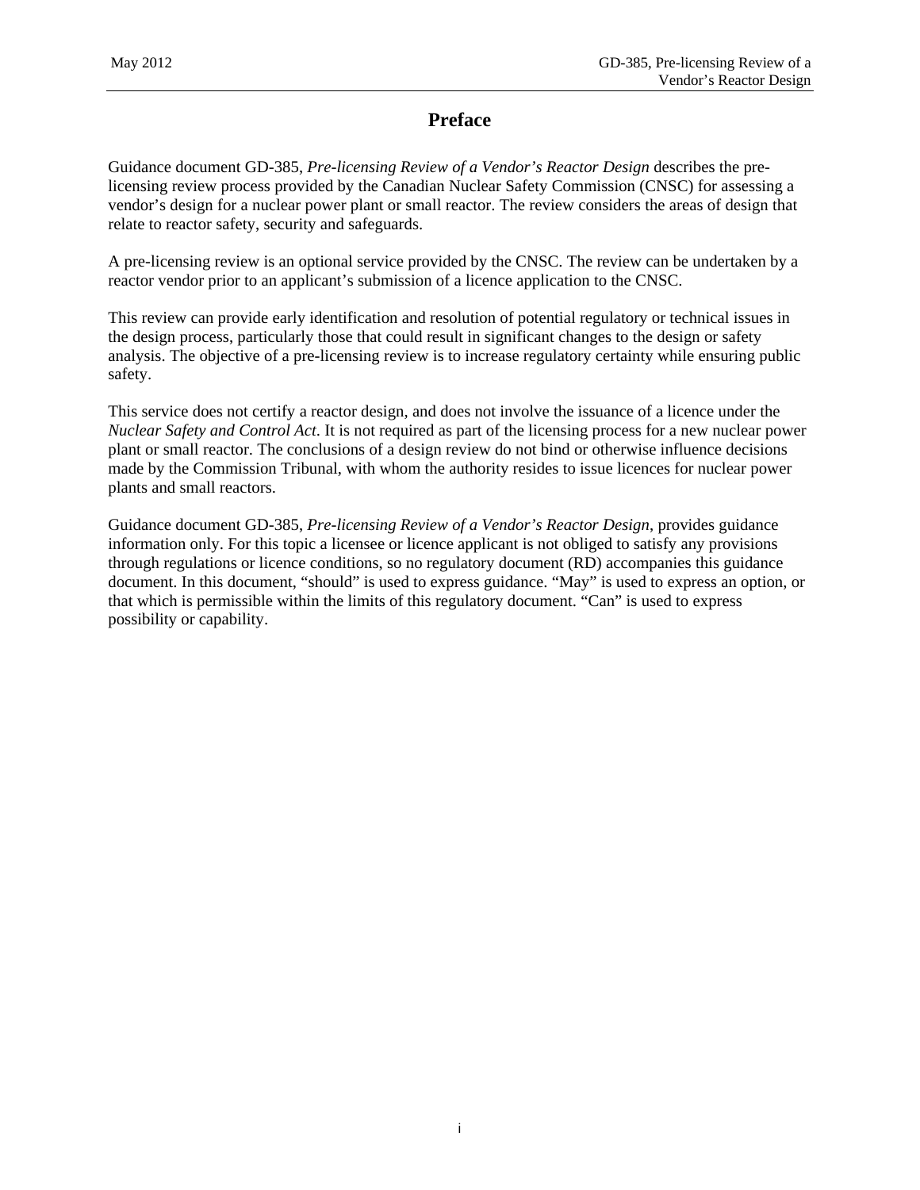# Preface

Guidance document GD-385, *Pre-licensing Review of a Vendor's Reactor Design* describes the pre-licensing review process provided by the Canadian Nuclear Safety Commission (CNSC) for assessing a vendor's design for a nuclear power plant or small reactor. The review considers the areas of design that relate to reactor safety, security and safeguards.

A pre-licensing review is an optional service provided by the CNSC. The review can be undertaken by a reactor vendor prior to an applicant's submission of a licence application to the CNSC.

This review can provide early identification and resolution of potential regulatory or technical issues in the design process, particularly those that could result in significant changes to the design or safety analysis. The objective of a pre-licensing review is to increase regulatory certainty while ensuring public safety.

This service does not certify a reactor design, and does not involve the issuance of a licence under the *Nuclear Safety and Control Act*. It is not required as part of the licensing process for a new nuclear power plant or small reactor. The conclusions of a design review do not bind or otherwise influence decisions made by the Commission Tribunal, with whom the authority resides to issue licences for nuclear power plants and small reactors.

Guidance document GD-385, *Pre-licensing Review of a Vendor's Reactor Design*, provides guidance information only. For this topic a licensee or licence applicant is not obliged to satisfy any provisions through regulations or licence conditions, so no regulatory document (RD) accompanies this guidance document. In this document, "should" is used to express guidance. "May" is used to express an option, or that which is permissible within the limits of this regulatory document. "Can" is used to express possibility or capability.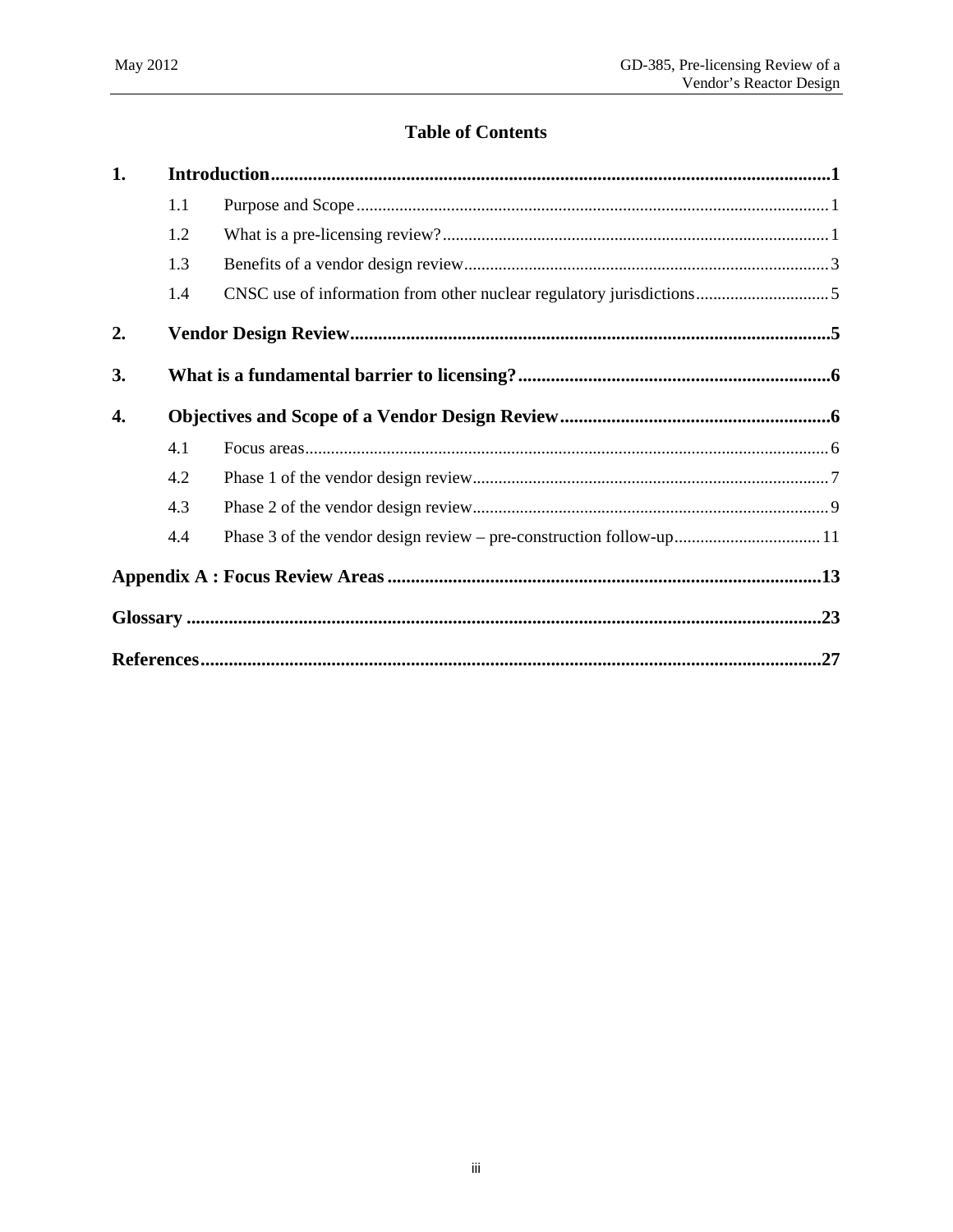# Table of Contents

**1. Introduction** ..... **1**

- 1.1 Purpose and Scope ..... 1
- 1.2 What is a pre-licensing review? ..... 1
- 1.3 Benefits of a vendor design review ..... 3
- 1.4 CNSC use of information from other nuclear regulatory jurisdictions ..... 5

**2. Vendor Design Review** ..... **5**

**3. What is a fundamental barrier to licensing?** ..... **6**

**4. Objectives and Scope of a Vendor Design Review** ..... **6**

- 4.1 Focus areas ..... 6
- 4.2 Phase 1 of the vendor design review ..... 7
- 4.3 Phase 2 of the vendor design review ..... 9
- 4.4 Phase 3 of the vendor design review – pre-construction follow-up ..... 11

**Appendix A : Focus Review Areas** ..... **13**

**Glossary** ..... **23**

**References** ..... **27**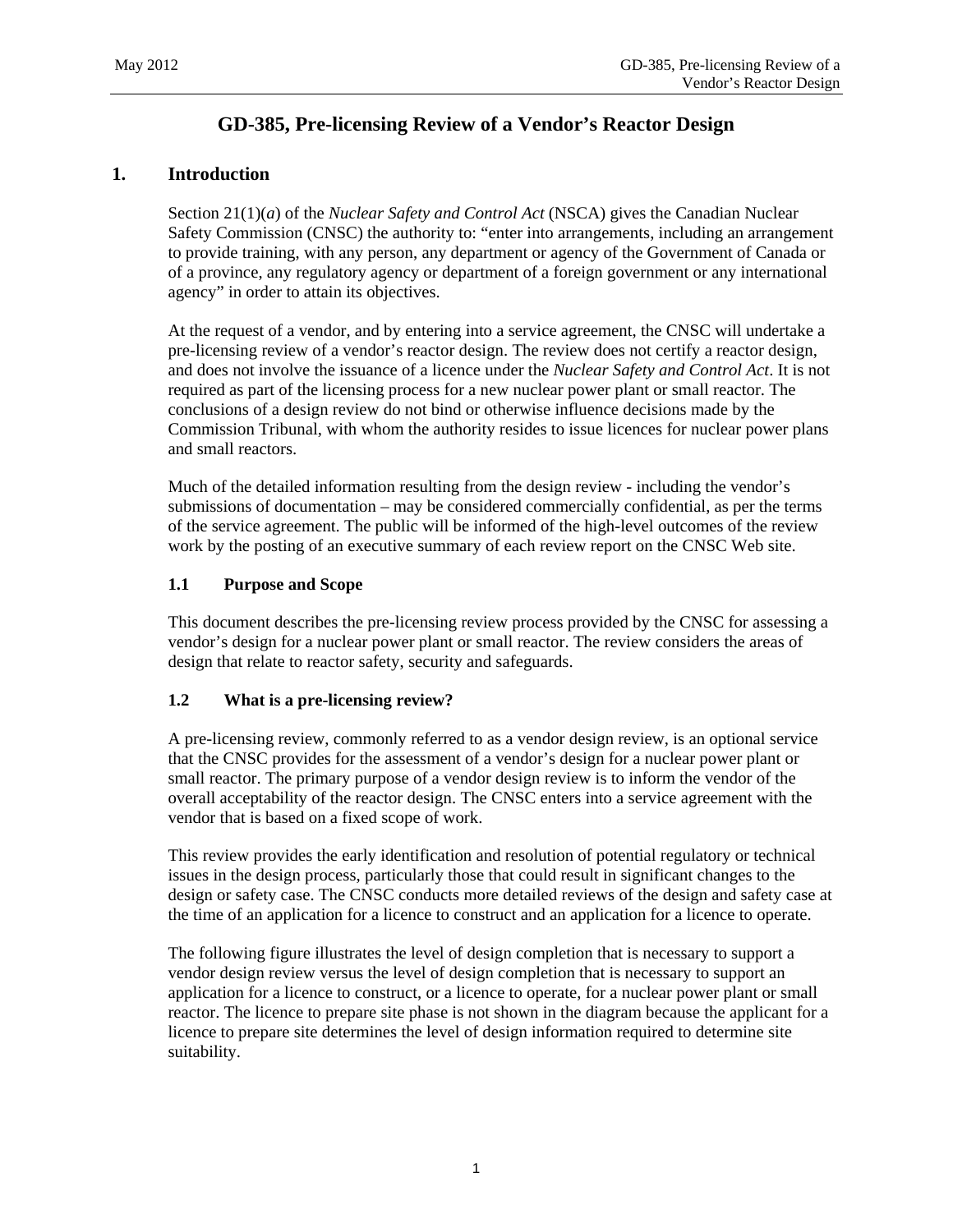# GD-385, Pre-licensing Review of a Vendor's Reactor Design

## 1. Introduction

Section 21(1)(*a*) of the *Nuclear Safety and Control Act* (NSCA) gives the Canadian Nuclear Safety Commission (CNSC) the authority to: "enter into arrangements, including an arrangement to provide training, with any person, any department or agency of the Government of Canada or of a province, any regulatory agency or department of a foreign government or any international agency" in order to attain its objectives.

At the request of a vendor, and by entering into a service agreement, the CNSC will undertake a pre-licensing review of a vendor's reactor design. The review does not certify a reactor design, and does not involve the issuance of a licence under the *Nuclear Safety and Control Act*. It is not required as part of the licensing process for a new nuclear power plant or small reactor. The conclusions of a design review do not bind or otherwise influence decisions made by the Commission Tribunal, with whom the authority resides to issue licences for nuclear power plans and small reactors.

Much of the detailed information resulting from the design review - including the vendor's submissions of documentation – may be considered commercially confidential, as per the terms of the service agreement. The public will be informed of the high-level outcomes of the review work by the posting of an executive summary of each review report on the CNSC Web site.

### 1.1 Purpose and Scope

This document describes the pre-licensing review process provided by the CNSC for assessing a vendor's design for a nuclear power plant or small reactor. The review considers the areas of design that relate to reactor safety, security and safeguards.

### 1.2 What is a pre-licensing review?

A pre-licensing review, commonly referred to as a vendor design review, is an optional service that the CNSC provides for the assessment of a vendor's design for a nuclear power plant or small reactor. The primary purpose of a vendor design review is to inform the vendor of the overall acceptability of the reactor design. The CNSC enters into a service agreement with the vendor that is based on a fixed scope of work.

This review provides the early identification and resolution of potential regulatory or technical issues in the design process, particularly those that could result in significant changes to the design or safety case. The CNSC conducts more detailed reviews of the design and safety case at the time of an application for a licence to construct and an application for a licence to operate.

The following figure illustrates the level of design completion that is necessary to support a vendor design review versus the level of design completion that is necessary to support an application for a licence to construct, or a licence to operate, for a nuclear power plant or small reactor. The licence to prepare site phase is not shown in the diagram because the applicant for a licence to prepare site determines the level of design information required to determine site suitability.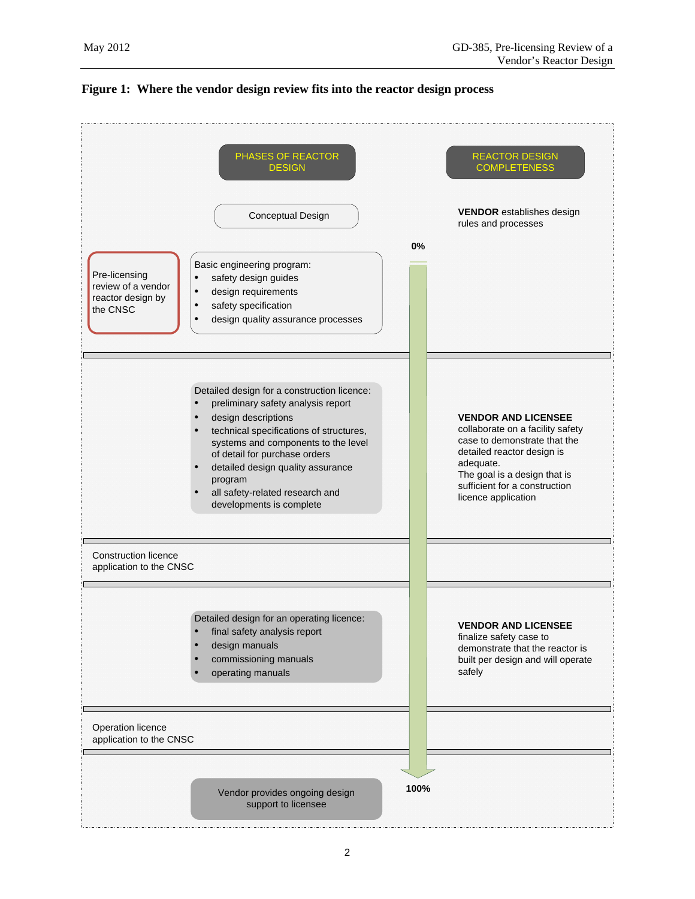**Figure 1: Where the vendor design review fits into the reactor design process**

PHASES OF REACTOR DESIGN

REACTOR DESIGN COMPLETENESS

Conceptual Design

**VENDOR** establishes design rules and processes

0%

Pre-licensing review of a vendor reactor design by the CNSC

Basic engineering program:

- safety design guides
- design requirements
- safety specification
- design quality assurance processes

Detailed design for a construction licence:

- preliminary safety analysis report
- design descriptions
- technical specifications of structures, systems and components to the level of detail for purchase orders
- detailed design quality assurance program
- all safety-related research and developments is complete

**VENDOR AND LICENSEE** collaborate on a facility safety case to demonstrate that the detailed reactor design is adequate.
The goal is a design that is sufficient for a construction licence application

Construction licence application to the CNSC

Detailed design for an operating licence:

- final safety analysis report
- design manuals
- commissioning manuals
- operating manuals

**VENDOR AND LICENSEE** finalize safety case to demonstrate that the reactor is built per design and will operate safely

Operation licence application to the CNSC

Vendor provides ongoing design support to licensee

100%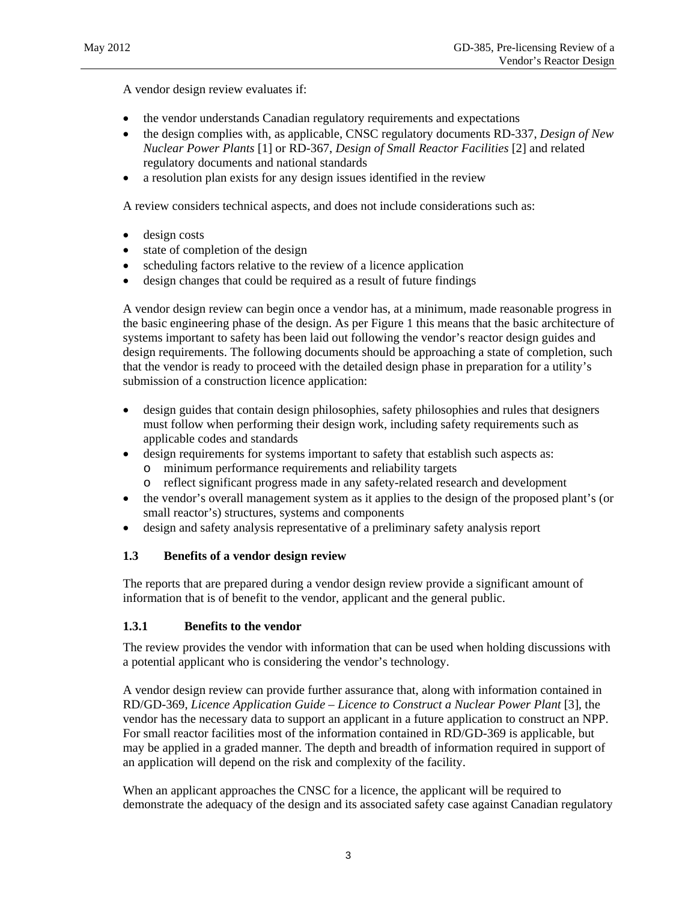A vendor design review evaluates if:

- the vendor understands Canadian regulatory requirements and expectations
- the design complies with, as applicable, CNSC regulatory documents RD-337, *Design of New Nuclear Power Plants* [1] or RD-367, *Design of Small Reactor Facilities* [2] and related regulatory documents and national standards
- a resolution plan exists for any design issues identified in the review

A review considers technical aspects, and does not include considerations such as:

- design costs
- state of completion of the design
- scheduling factors relative to the review of a licence application
- design changes that could be required as a result of future findings

A vendor design review can begin once a vendor has, at a minimum, made reasonable progress in the basic engineering phase of the design. As per Figure 1 this means that the basic architecture of systems important to safety has been laid out following the vendor's reactor design guides and design requirements. The following documents should be approaching a state of completion, such that the vendor is ready to proceed with the detailed design phase in preparation for a utility's submission of a construction licence application:

- design guides that contain design philosophies, safety philosophies and rules that designers must follow when performing their design work, including safety requirements such as applicable codes and standards
- design requirements for systems important to safety that establish such aspects as:
  - minimum performance requirements and reliability targets
  - reflect significant progress made in any safety-related research and development
- the vendor's overall management system as it applies to the design of the proposed plant's (or small reactor's) structures, systems and components
- design and safety analysis representative of a preliminary safety analysis report

### 1.3 Benefits of a vendor design review

The reports that are prepared during a vendor design review provide a significant amount of information that is of benefit to the vendor, applicant and the general public.

#### 1.3.1 Benefits to the vendor

The review provides the vendor with information that can be used when holding discussions with a potential applicant who is considering the vendor's technology.

A vendor design review can provide further assurance that, along with information contained in RD/GD-369, *Licence Application Guide – Licence to Construct a Nuclear Power Plant* [3], the vendor has the necessary data to support an applicant in a future application to construct an NPP. For small reactor facilities most of the information contained in RD/GD-369 is applicable, but may be applied in a graded manner. The depth and breadth of information required in support of an application will depend on the risk and complexity of the facility.

When an applicant approaches the CNSC for a licence, the applicant will be required to demonstrate the adequacy of the design and its associated safety case against Canadian regulatory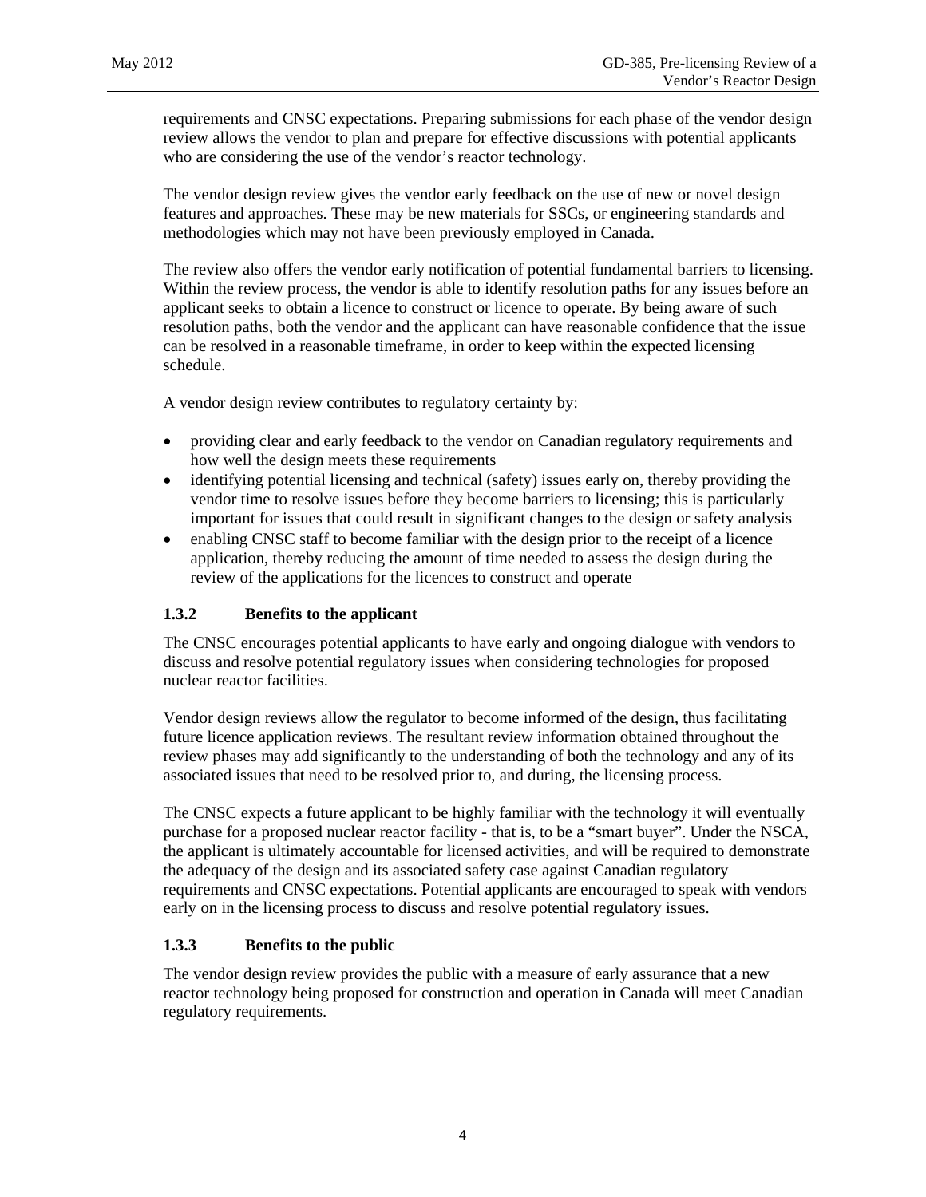requirements and CNSC expectations. Preparing submissions for each phase of the vendor design review allows the vendor to plan and prepare for effective discussions with potential applicants who are considering the use of the vendor's reactor technology.

The vendor design review gives the vendor early feedback on the use of new or novel design features and approaches. These may be new materials for SSCs, or engineering standards and methodologies which may not have been previously employed in Canada.

The review also offers the vendor early notification of potential fundamental barriers to licensing. Within the review process, the vendor is able to identify resolution paths for any issues before an applicant seeks to obtain a licence to construct or licence to operate. By being aware of such resolution paths, both the vendor and the applicant can have reasonable confidence that the issue can be resolved in a reasonable timeframe, in order to keep within the expected licensing schedule.

A vendor design review contributes to regulatory certainty by:

- providing clear and early feedback to the vendor on Canadian regulatory requirements and how well the design meets these requirements
- identifying potential licensing and technical (safety) issues early on, thereby providing the vendor time to resolve issues before they become barriers to licensing; this is particularly important for issues that could result in significant changes to the design or safety analysis
- enabling CNSC staff to become familiar with the design prior to the receipt of a licence application, thereby reducing the amount of time needed to assess the design during the review of the applications for the licences to construct and operate

### 1.3.2 Benefits to the applicant

The CNSC encourages potential applicants to have early and ongoing dialogue with vendors to discuss and resolve potential regulatory issues when considering technologies for proposed nuclear reactor facilities.

Vendor design reviews allow the regulator to become informed of the design, thus facilitating future licence application reviews. The resultant review information obtained throughout the review phases may add significantly to the understanding of both the technology and any of its associated issues that need to be resolved prior to, and during, the licensing process.

The CNSC expects a future applicant to be highly familiar with the technology it will eventually purchase for a proposed nuclear reactor facility - that is, to be a "smart buyer". Under the NSCA, the applicant is ultimately accountable for licensed activities, and will be required to demonstrate the adequacy of the design and its associated safety case against Canadian regulatory requirements and CNSC expectations. Potential applicants are encouraged to speak with vendors early on in the licensing process to discuss and resolve potential regulatory issues.

### 1.3.3 Benefits to the public

The vendor design review provides the public with a measure of early assurance that a new reactor technology being proposed for construction and operation in Canada will meet Canadian regulatory requirements.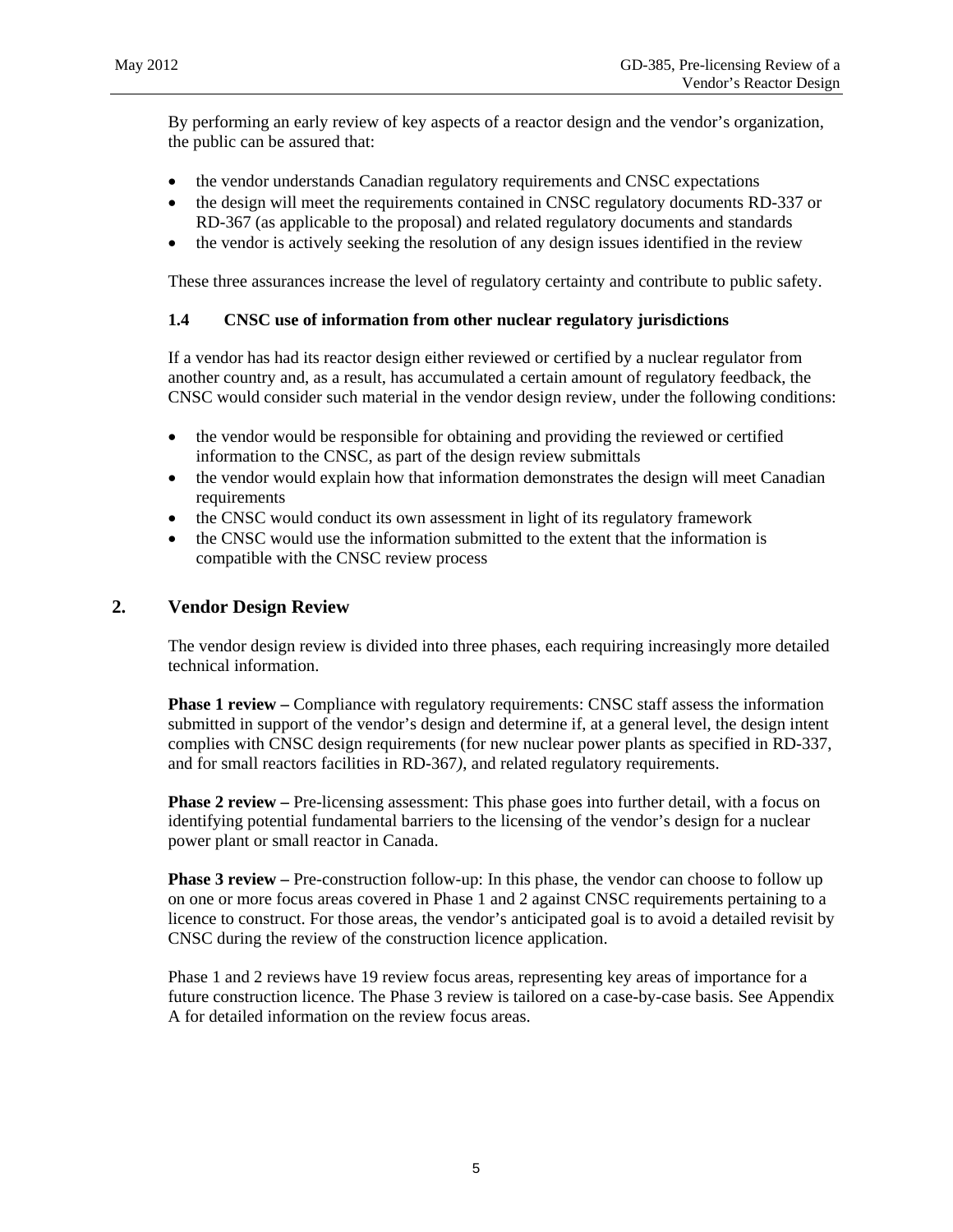By performing an early review of key aspects of a reactor design and the vendor's organization, the public can be assured that:

- the vendor understands Canadian regulatory requirements and CNSC expectations
- the design will meet the requirements contained in CNSC regulatory documents RD-337 or RD-367 (as applicable to the proposal) and related regulatory documents and standards
- the vendor is actively seeking the resolution of any design issues identified in the review

These three assurances increase the level of regulatory certainty and contribute to public safety.

### 1.4 CNSC use of information from other nuclear regulatory jurisdictions

If a vendor has had its reactor design either reviewed or certified by a nuclear regulator from another country and, as a result, has accumulated a certain amount of regulatory feedback, the CNSC would consider such material in the vendor design review, under the following conditions:

- the vendor would be responsible for obtaining and providing the reviewed or certified information to the CNSC, as part of the design review submittals
- the vendor would explain how that information demonstrates the design will meet Canadian requirements
- the CNSC would conduct its own assessment in light of its regulatory framework
- the CNSC would use the information submitted to the extent that the information is compatible with the CNSC review process

## 2. Vendor Design Review

The vendor design review is divided into three phases, each requiring increasingly more detailed technical information.

**Phase 1 review –** Compliance with regulatory requirements: CNSC staff assess the information submitted in support of the vendor's design and determine if, at a general level, the design intent complies with CNSC design requirements (for new nuclear power plants as specified in RD-337, and for small reactors facilities in RD-367*)*, and related regulatory requirements.

**Phase 2 review –** Pre-licensing assessment: This phase goes into further detail, with a focus on identifying potential fundamental barriers to the licensing of the vendor's design for a nuclear power plant or small reactor in Canada.

**Phase 3 review –** Pre-construction follow-up: In this phase, the vendor can choose to follow up on one or more focus areas covered in Phase 1 and 2 against CNSC requirements pertaining to a licence to construct. For those areas, the vendor's anticipated goal is to avoid a detailed revisit by CNSC during the review of the construction licence application.

Phase 1 and 2 reviews have 19 review focus areas, representing key areas of importance for a future construction licence. The Phase 3 review is tailored on a case-by-case basis. See Appendix A for detailed information on the review focus areas.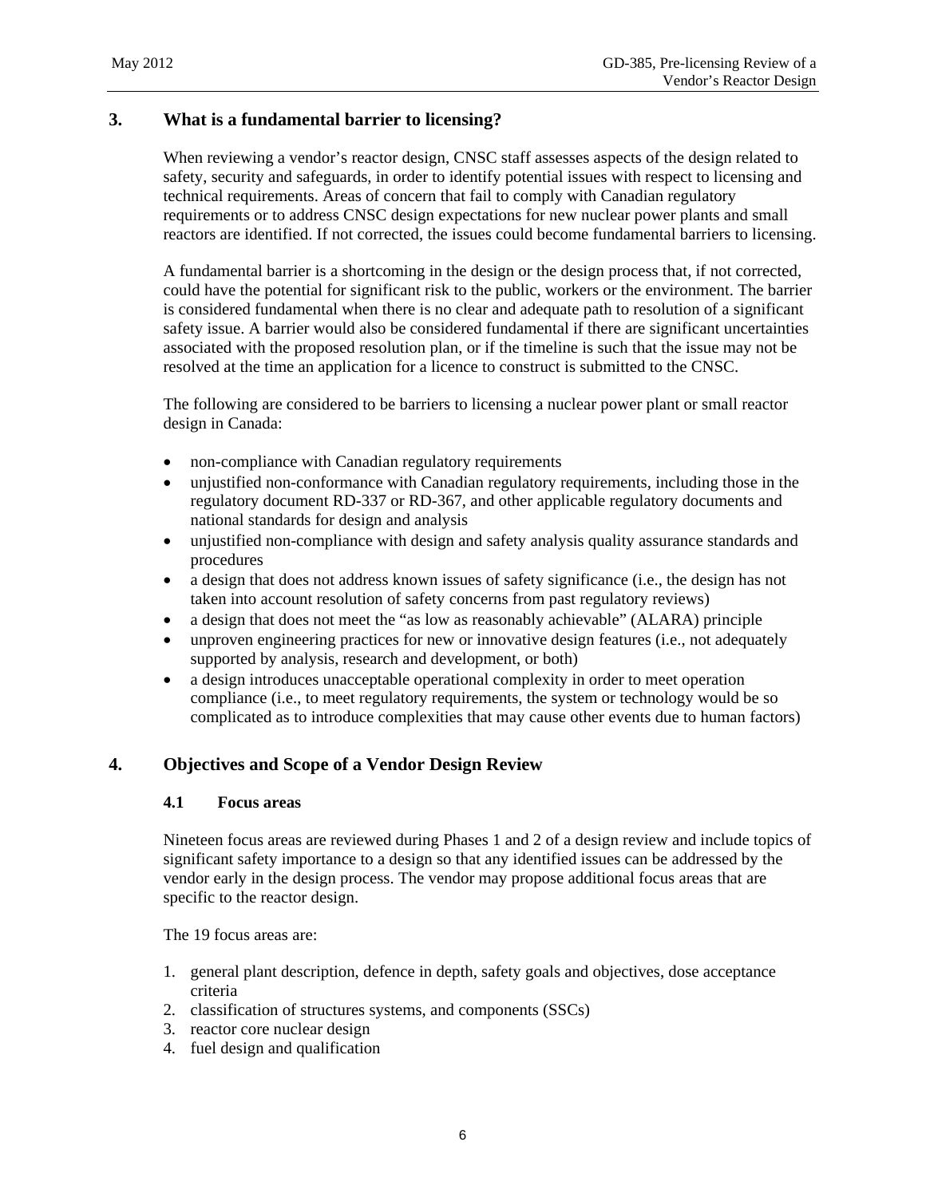## 3. What is a fundamental barrier to licensing?

When reviewing a vendor's reactor design, CNSC staff assesses aspects of the design related to safety, security and safeguards, in order to identify potential issues with respect to licensing and technical requirements. Areas of concern that fail to comply with Canadian regulatory requirements or to address CNSC design expectations for new nuclear power plants and small reactors are identified. If not corrected, the issues could become fundamental barriers to licensing.

A fundamental barrier is a shortcoming in the design or the design process that, if not corrected, could have the potential for significant risk to the public, workers or the environment. The barrier is considered fundamental when there is no clear and adequate path to resolution of a significant safety issue. A barrier would also be considered fundamental if there are significant uncertainties associated with the proposed resolution plan, or if the timeline is such that the issue may not be resolved at the time an application for a licence to construct is submitted to the CNSC.

The following are considered to be barriers to licensing a nuclear power plant or small reactor design in Canada:

- non-compliance with Canadian regulatory requirements
- unjustified non-conformance with Canadian regulatory requirements, including those in the regulatory document RD-337 or RD-367, and other applicable regulatory documents and national standards for design and analysis
- unjustified non-compliance with design and safety analysis quality assurance standards and procedures
- a design that does not address known issues of safety significance (i.e., the design has not taken into account resolution of safety concerns from past regulatory reviews)
- a design that does not meet the "as low as reasonably achievable" (ALARA) principle
- unproven engineering practices for new or innovative design features (i.e., not adequately supported by analysis, research and development, or both)
- a design introduces unacceptable operational complexity in order to meet operation compliance (i.e., to meet regulatory requirements, the system or technology would be so complicated as to introduce complexities that may cause other events due to human factors)

## 4. Objectives and Scope of a Vendor Design Review

### 4.1 Focus areas

Nineteen focus areas are reviewed during Phases 1 and 2 of a design review and include topics of significant safety importance to a design so that any identified issues can be addressed by the vendor early in the design process. The vendor may propose additional focus areas that are specific to the reactor design.

The 19 focus areas are:

1. general plant description, defence in depth, safety goals and objectives, dose acceptance criteria
2. classification of structures systems, and components (SSCs)
3. reactor core nuclear design
4. fuel design and qualification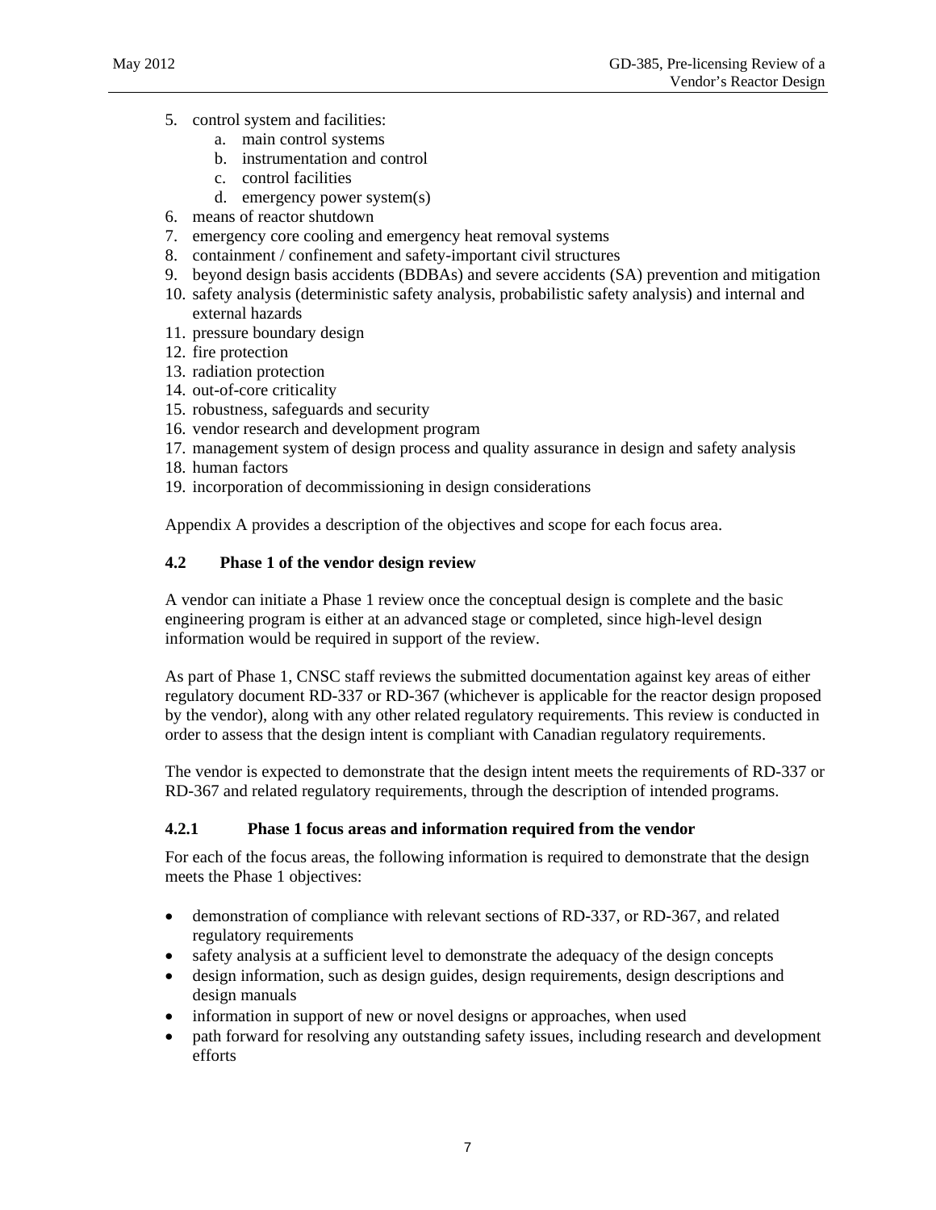5. control system and facilities:
    a. main control systems
    b. instrumentation and control
    c. control facilities
    d. emergency power system(s)
6. means of reactor shutdown
7. emergency core cooling and emergency heat removal systems
8. containment / confinement and safety-important civil structures
9. beyond design basis accidents (BDBAs) and severe accidents (SA) prevention and mitigation
10. safety analysis (deterministic safety analysis, probabilistic safety analysis) and internal and external hazards
11. pressure boundary design
12. fire protection
13. radiation protection
14. out-of-core criticality
15. robustness, safeguards and security
16. vendor research and development program
17. management system of design process and quality assurance in design and safety analysis
18. human factors
19. incorporation of decommissioning in design considerations

Appendix A provides a description of the objectives and scope for each focus area.

### 4.2 Phase 1 of the vendor design review

A vendor can initiate a Phase 1 review once the conceptual design is complete and the basic engineering program is either at an advanced stage or completed, since high-level design information would be required in support of the review.

As part of Phase 1, CNSC staff reviews the submitted documentation against key areas of either regulatory document RD-337 or RD-367 (whichever is applicable for the reactor design proposed by the vendor), along with any other related regulatory requirements. This review is conducted in order to assess that the design intent is compliant with Canadian regulatory requirements.

The vendor is expected to demonstrate that the design intent meets the requirements of RD-337 or RD-367 and related regulatory requirements, through the description of intended programs.

#### 4.2.1 Phase 1 focus areas and information required from the vendor

For each of the focus areas, the following information is required to demonstrate that the design meets the Phase 1 objectives:

- demonstration of compliance with relevant sections of RD-337, or RD-367, and related regulatory requirements
- safety analysis at a sufficient level to demonstrate the adequacy of the design concepts
- design information, such as design guides, design requirements, design descriptions and design manuals
- information in support of new or novel designs or approaches, when used
- path forward for resolving any outstanding safety issues, including research and development efforts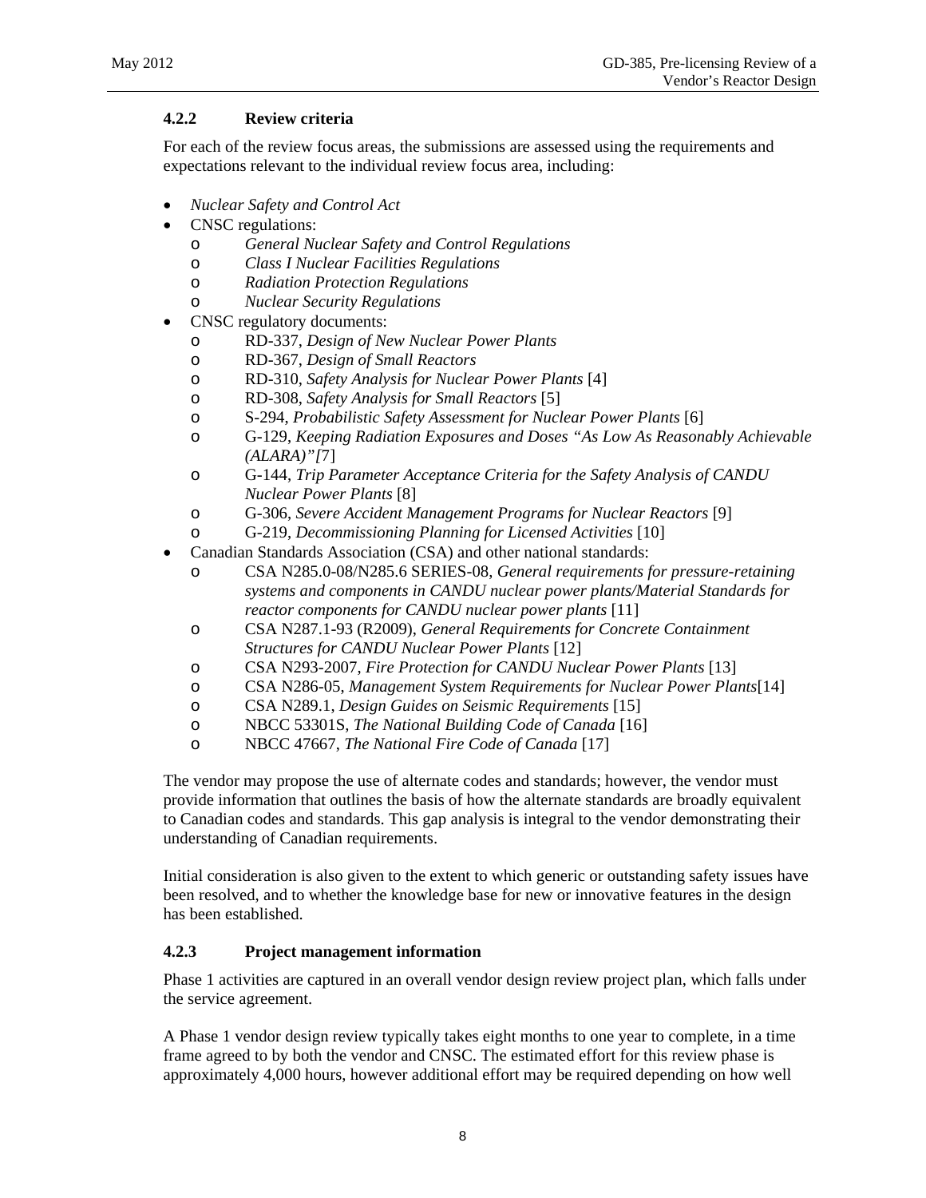### 4.2.2 Review criteria

For each of the review focus areas, the submissions are assessed using the requirements and expectations relevant to the individual review focus area, including:

- *Nuclear Safety and Control Act*
- CNSC regulations:
  - *General Nuclear Safety and Control Regulations*
  - *Class I Nuclear Facilities Regulations*
  - *Radiation Protection Regulations*
  - *Nuclear Security Regulations*
- CNSC regulatory documents:
  - RD-337, *Design of New Nuclear Power Plants*
  - RD-367, *Design of Small Reactors*
  - RD-310, *Safety Analysis for Nuclear Power Plants* [4]
  - RD-308, *Safety Analysis for Small Reactors* [5]
  - S-294, *Probabilistic Safety Assessment for Nuclear Power Plants* [6]
  - G-129, *Keeping Radiation Exposures and Doses "As Low As Reasonably Achievable (ALARA)"*[7]
  - G-144, *Trip Parameter Acceptance Criteria for the Safety Analysis of CANDU Nuclear Power Plants* [8]
  - G-306, *Severe Accident Management Programs for Nuclear Reactors* [9]
  - G-219, *Decommissioning Planning for Licensed Activities* [10]
- Canadian Standards Association (CSA) and other national standards:
  - CSA N285.0-08/N285.6 SERIES-08, *General requirements for pressure-retaining systems and components in CANDU nuclear power plants/Material Standards for reactor components for CANDU nuclear power plants* [11]
  - CSA N287.1-93 (R2009), *General Requirements for Concrete Containment Structures for CANDU Nuclear Power Plants* [12]
  - CSA N293-2007, *Fire Protection for CANDU Nuclear Power Plants* [13]
  - CSA N286-05, *Management System Requirements for Nuclear Power Plants*[14]
  - CSA N289.1, *Design Guides on Seismic Requirements* [15]
  - NBCC 53301S, *The National Building Code of Canada* [16]
  - NBCC 47667, *The National Fire Code of Canada* [17]

The vendor may propose the use of alternate codes and standards; however, the vendor must provide information that outlines the basis of how the alternate standards are broadly equivalent to Canadian codes and standards. This gap analysis is integral to the vendor demonstrating their understanding of Canadian requirements.

Initial consideration is also given to the extent to which generic or outstanding safety issues have been resolved, and to whether the knowledge base for new or innovative features in the design has been established.

### 4.2.3 Project management information

Phase 1 activities are captured in an overall vendor design review project plan, which falls under the service agreement.

A Phase 1 vendor design review typically takes eight months to one year to complete, in a time frame agreed to by both the vendor and CNSC. The estimated effort for this review phase is approximately 4,000 hours, however additional effort may be required depending on how well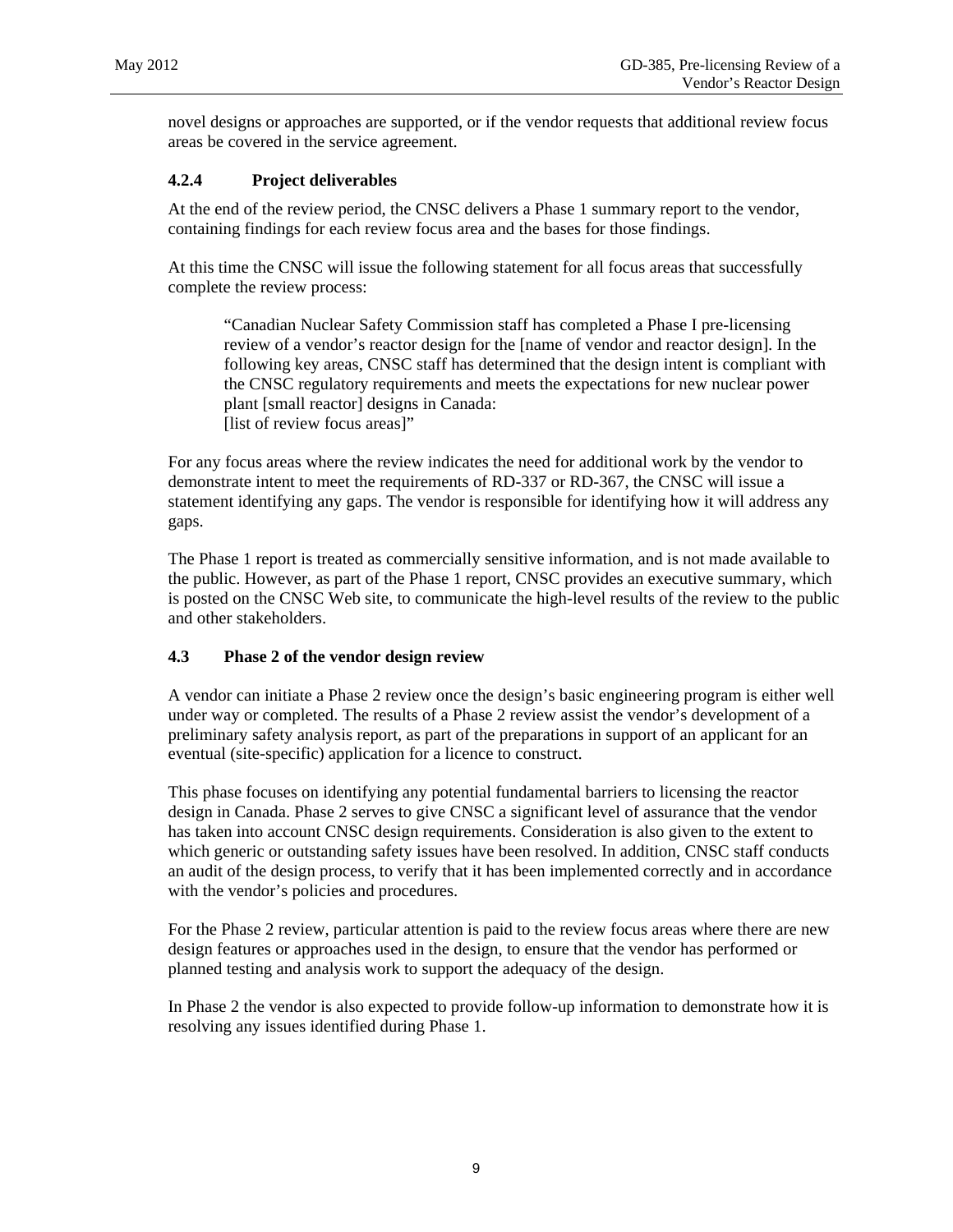novel designs or approaches are supported, or if the vendor requests that additional review focus areas be covered in the service agreement.

### 4.2.4 Project deliverables

At the end of the review period, the CNSC delivers a Phase 1 summary report to the vendor, containing findings for each review focus area and the bases for those findings.

At this time the CNSC will issue the following statement for all focus areas that successfully complete the review process:

> "Canadian Nuclear Safety Commission staff has completed a Phase I pre-licensing review of a vendor's reactor design for the [name of vendor and reactor design]. In the following key areas, CNSC staff has determined that the design intent is compliant with the CNSC regulatory requirements and meets the expectations for new nuclear power plant [small reactor] designs in Canada:
> [list of review focus areas]"

For any focus areas where the review indicates the need for additional work by the vendor to demonstrate intent to meet the requirements of RD-337 or RD-367, the CNSC will issue a statement identifying any gaps. The vendor is responsible for identifying how it will address any gaps.

The Phase 1 report is treated as commercially sensitive information, and is not made available to the public. However, as part of the Phase 1 report, CNSC provides an executive summary, which is posted on the CNSC Web site, to communicate the high-level results of the review to the public and other stakeholders.

## 4.3 Phase 2 of the vendor design review

A vendor can initiate a Phase 2 review once the design's basic engineering program is either well under way or completed. The results of a Phase 2 review assist the vendor's development of a preliminary safety analysis report, as part of the preparations in support of an applicant for an eventual (site-specific) application for a licence to construct.

This phase focuses on identifying any potential fundamental barriers to licensing the reactor design in Canada. Phase 2 serves to give CNSC a significant level of assurance that the vendor has taken into account CNSC design requirements. Consideration is also given to the extent to which generic or outstanding safety issues have been resolved. In addition, CNSC staff conducts an audit of the design process, to verify that it has been implemented correctly and in accordance with the vendor's policies and procedures.

For the Phase 2 review, particular attention is paid to the review focus areas where there are new design features or approaches used in the design, to ensure that the vendor has performed or planned testing and analysis work to support the adequacy of the design.

In Phase 2 the vendor is also expected to provide follow-up information to demonstrate how it is resolving any issues identified during Phase 1.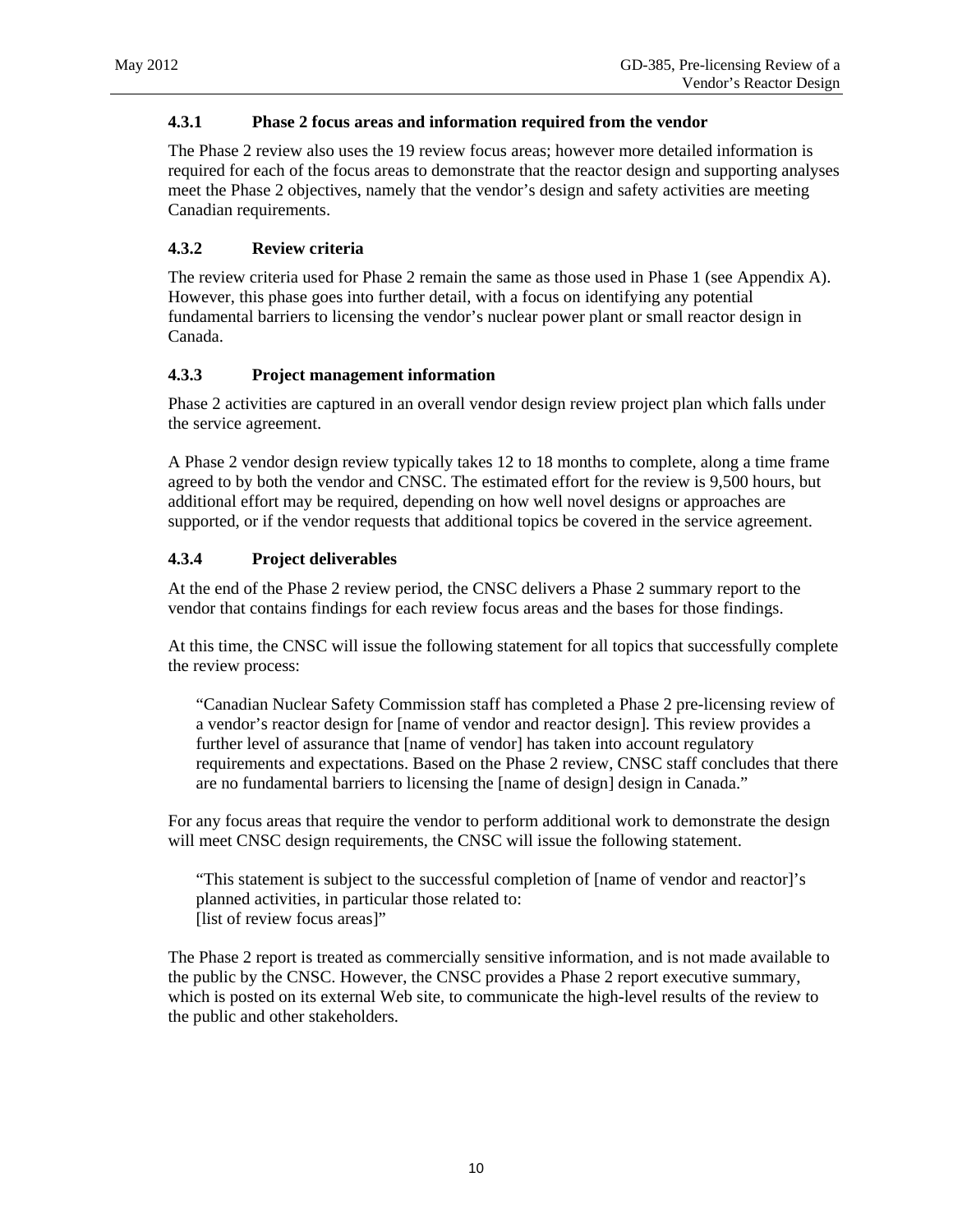### 4.3.1 Phase 2 focus areas and information required from the vendor

The Phase 2 review also uses the 19 review focus areas; however more detailed information is required for each of the focus areas to demonstrate that the reactor design and supporting analyses meet the Phase 2 objectives, namely that the vendor's design and safety activities are meeting Canadian requirements.

### 4.3.2 Review criteria

The review criteria used for Phase 2 remain the same as those used in Phase 1 (see Appendix A). However, this phase goes into further detail, with a focus on identifying any potential fundamental barriers to licensing the vendor's nuclear power plant or small reactor design in Canada.

### 4.3.3 Project management information

Phase 2 activities are captured in an overall vendor design review project plan which falls under the service agreement.

A Phase 2 vendor design review typically takes 12 to 18 months to complete, along a time frame agreed to by both the vendor and CNSC. The estimated effort for the review is 9,500 hours, but additional effort may be required, depending on how well novel designs or approaches are supported, or if the vendor requests that additional topics be covered in the service agreement.

### 4.3.4 Project deliverables

At the end of the Phase 2 review period, the CNSC delivers a Phase 2 summary report to the vendor that contains findings for each review focus areas and the bases for those findings.

At this time, the CNSC will issue the following statement for all topics that successfully complete the review process:

> "Canadian Nuclear Safety Commission staff has completed a Phase 2 pre-licensing review of a vendor's reactor design for [name of vendor and reactor design]. This review provides a further level of assurance that [name of vendor] has taken into account regulatory requirements and expectations. Based on the Phase 2 review, CNSC staff concludes that there are no fundamental barriers to licensing the [name of design] design in Canada."

For any focus areas that require the vendor to perform additional work to demonstrate the design will meet CNSC design requirements, the CNSC will issue the following statement.

> "This statement is subject to the successful completion of [name of vendor and reactor]'s planned activities, in particular those related to:
> [list of review focus areas]"

The Phase 2 report is treated as commercially sensitive information, and is not made available to the public by the CNSC. However, the CNSC provides a Phase 2 report executive summary, which is posted on its external Web site, to communicate the high-level results of the review to the public and other stakeholders.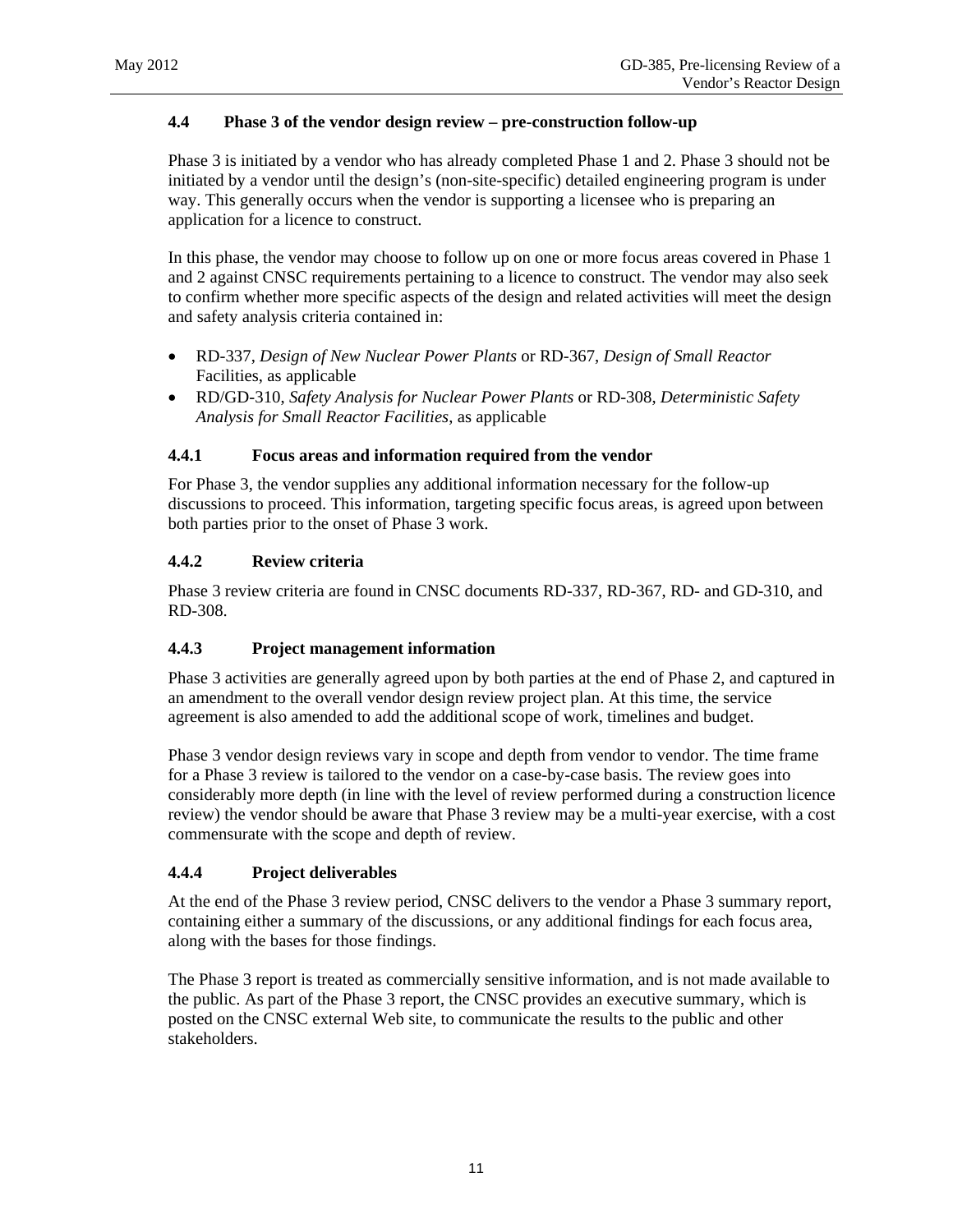### 4.4 Phase 3 of the vendor design review – pre-construction follow-up

Phase 3 is initiated by a vendor who has already completed Phase 1 and 2. Phase 3 should not be initiated by a vendor until the design's (non-site-specific) detailed engineering program is under way. This generally occurs when the vendor is supporting a licensee who is preparing an application for a licence to construct.

In this phase, the vendor may choose to follow up on one or more focus areas covered in Phase 1 and 2 against CNSC requirements pertaining to a licence to construct. The vendor may also seek to confirm whether more specific aspects of the design and related activities will meet the design and safety analysis criteria contained in:

- RD-337, *Design of New Nuclear Power Plants* or RD-367, *Design of Small Reactor* Facilities, as applicable
- RD/GD-310, *Safety Analysis for Nuclear Power Plants* or RD-308, *Deterministic Safety Analysis for Small Reactor Facilities*, as applicable

#### 4.4.1 Focus areas and information required from the vendor

For Phase 3, the vendor supplies any additional information necessary for the follow-up discussions to proceed. This information, targeting specific focus areas, is agreed upon between both parties prior to the onset of Phase 3 work.

#### 4.4.2 Review criteria

Phase 3 review criteria are found in CNSC documents RD-337, RD-367, RD- and GD-310, and RD-308.

#### 4.4.3 Project management information

Phase 3 activities are generally agreed upon by both parties at the end of Phase 2, and captured in an amendment to the overall vendor design review project plan. At this time, the service agreement is also amended to add the additional scope of work, timelines and budget.

Phase 3 vendor design reviews vary in scope and depth from vendor to vendor. The time frame for a Phase 3 review is tailored to the vendor on a case-by-case basis. The review goes into considerably more depth (in line with the level of review performed during a construction licence review) the vendor should be aware that Phase 3 review may be a multi-year exercise, with a cost commensurate with the scope and depth of review.

#### 4.4.4 Project deliverables

At the end of the Phase 3 review period, CNSC delivers to the vendor a Phase 3 summary report, containing either a summary of the discussions, or any additional findings for each focus area, along with the bases for those findings.

The Phase 3 report is treated as commercially sensitive information, and is not made available to the public. As part of the Phase 3 report, the CNSC provides an executive summary, which is posted on the CNSC external Web site, to communicate the results to the public and other stakeholders.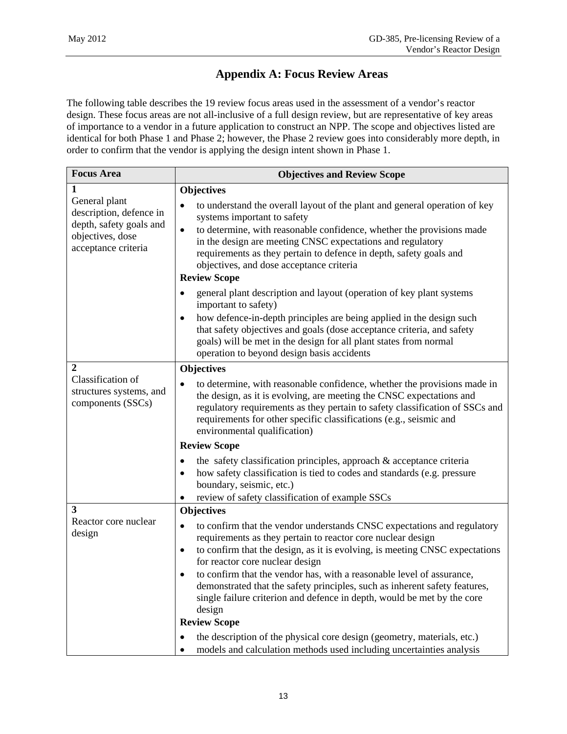# Appendix A: Focus Review Areas

The following table describes the 19 review focus areas used in the assessment of a vendor's reactor design. These focus areas are not all-inclusive of a full design review, but are representative of key areas of importance to a vendor in a future application to construct an NPP. The scope and objectives listed are identical for both Phase 1 and Phase 2; however, the Phase 2 review goes into considerably more depth, in order to confirm that the vendor is applying the design intent shown in Phase 1.

| Focus Area | Objectives and Review Scope |
|---|---|
| **1**<br>General plant description, defence in depth, safety goals and objectives, dose acceptance criteria | **Objectives**<br>• to understand the overall layout of the plant and general operation of key systems important to safety<br>• to determine, with reasonable confidence, whether the provisions made in the design are meeting CNSC expectations and regulatory requirements as they pertain to defence in depth, safety goals and objectives, and dose acceptance criteria<br>**Review Scope**<br>• general plant description and layout (operation of key plant systems important to safety)<br>• how defence-in-depth principles are being applied in the design such that safety objectives and goals (dose acceptance criteria, and safety goals) will be met in the design for all plant states from normal operation to beyond design basis accidents |
| **2**<br>Classification of structures systems, and components (SSCs) | **Objectives**<br>• to determine, with reasonable confidence, whether the provisions made in the design, as it is evolving, are meeting the CNSC expectations and regulatory requirements as they pertain to safety classification of SSCs and requirements for other specific classifications (e.g., seismic and environmental qualification)<br>**Review Scope**<br>• the safety classification principles, approach & acceptance criteria<br>• how safety classification is tied to codes and standards (e.g. pressure boundary, seismic, etc.)<br>• review of safety classification of example SSCs |
| **3**<br>Reactor core nuclear design | **Objectives**<br>• to confirm that the vendor understands CNSC expectations and regulatory requirements as they pertain to reactor core nuclear design<br>• to confirm that the design, as it is evolving, is meeting CNSC expectations for reactor core nuclear design<br>• to confirm that the vendor has, with a reasonable level of assurance, demonstrated that the safety principles, such as inherent safety features, single failure criterion and defence in depth, would be met by the core design<br>**Review Scope**<br>• the description of the physical core design (geometry, materials, etc.)<br>• models and calculation methods used including uncertainties analysis |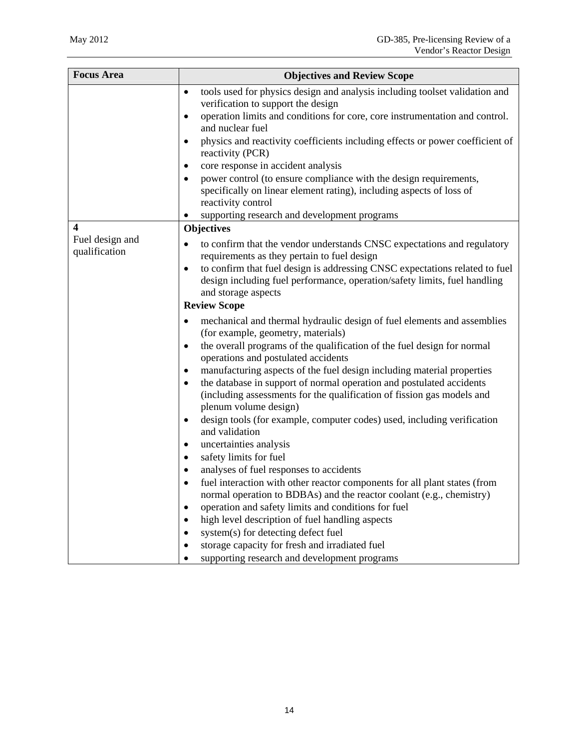| Focus Area | Objectives and Review Scope |
|---|---|
| | • tools used for physics design and analysis including toolset validation and verification to support the design<br>• operation limits and conditions for core, core instrumentation and control. and nuclear fuel<br>• physics and reactivity coefficients including effects or power coefficient of reactivity (PCR)<br>• core response in accident analysis<br>• power control (to ensure compliance with the design requirements, specifically on linear element rating), including aspects of loss of reactivity control<br>• supporting research and development programs |
| **4**<br>Fuel design and qualification | **Objectives**<br>• to confirm that the vendor understands CNSC expectations and regulatory requirements as they pertain to fuel design<br>• to confirm that fuel design is addressing CNSC expectations related to fuel design including fuel performance, operation/safety limits, fuel handling and storage aspects<br>**Review Scope**<br>• mechanical and thermal hydraulic design of fuel elements and assemblies (for example, geometry, materials)<br>• the overall programs of the qualification of the fuel design for normal operations and postulated accidents<br>• manufacturing aspects of the fuel design including material properties<br>• the database in support of normal operation and postulated accidents (including assessments for the qualification of fission gas models and plenum volume design)<br>• design tools (for example, computer codes) used, including verification and validation<br>• uncertainties analysis<br>• safety limits for fuel<br>• analyses of fuel responses to accidents<br>• fuel interaction with other reactor components for all plant states (from normal operation to BDBAs) and the reactor coolant (e.g., chemistry)<br>• operation and safety limits and conditions for fuel<br>• high level description of fuel handling aspects<br>• system(s) for detecting defect fuel<br>• storage capacity for fresh and irradiated fuel<br>• supporting research and development programs |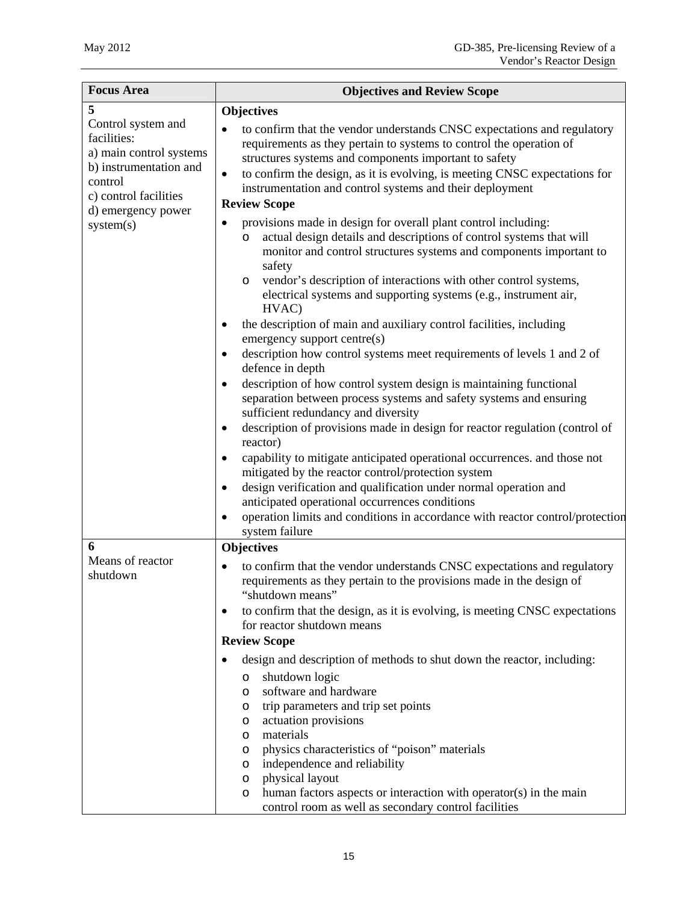| Focus Area | Objectives and Review Scope |
|---|---|
| **5**<br>Control system and facilities:<br>a) main control systems<br>b) instrumentation and control<br>c) control facilities<br>d) emergency power system(s) | **Objectives**<br>• to confirm that the vendor understands CNSC expectations and regulatory requirements as they pertain to systems to control the operation of structures systems and components important to safety<br>• to confirm the design, as it is evolving, is meeting CNSC expectations for instrumentation and control systems and their deployment<br>**Review Scope**<br>• provisions made in design for overall plant control including:<br>&nbsp;&nbsp;o actual design details and descriptions of control systems that will monitor and control structures systems and components important to safety<br>&nbsp;&nbsp;o vendor's description of interactions with other control systems, electrical systems and supporting systems (e.g., instrument air, HVAC)<br>• the description of main and auxiliary control facilities, including emergency support centre(s)<br>• description how control systems meet requirements of levels 1 and 2 of defence in depth<br>• description of how control system design is maintaining functional separation between process systems and safety systems and ensuring sufficient redundancy and diversity<br>• description of provisions made in design for reactor regulation (control of reactor)<br>• capability to mitigate anticipated operational occurrences. and those not mitigated by the reactor control/protection system<br>• design verification and qualification under normal operation and anticipated operational occurrences conditions<br>• operation limits and conditions in accordance with reactor control/protection system failure |
| **6**<br>Means of reactor shutdown | **Objectives**<br>• to confirm that the vendor understands CNSC expectations and regulatory requirements as they pertain to the provisions made in the design of "shutdown means"<br>• to confirm that the design, as it is evolving, is meeting CNSC expectations for reactor shutdown means<br>**Review Scope**<br>• design and description of methods to shut down the reactor, including:<br>&nbsp;&nbsp;o shutdown logic<br>&nbsp;&nbsp;o software and hardware<br>&nbsp;&nbsp;o trip parameters and trip set points<br>&nbsp;&nbsp;o actuation provisions<br>&nbsp;&nbsp;o materials<br>&nbsp;&nbsp;o physics characteristics of "poison" materials<br>&nbsp;&nbsp;o independence and reliability<br>&nbsp;&nbsp;o physical layout<br>&nbsp;&nbsp;o human factors aspects or interaction with operator(s) in the main control room as well as secondary control facilities |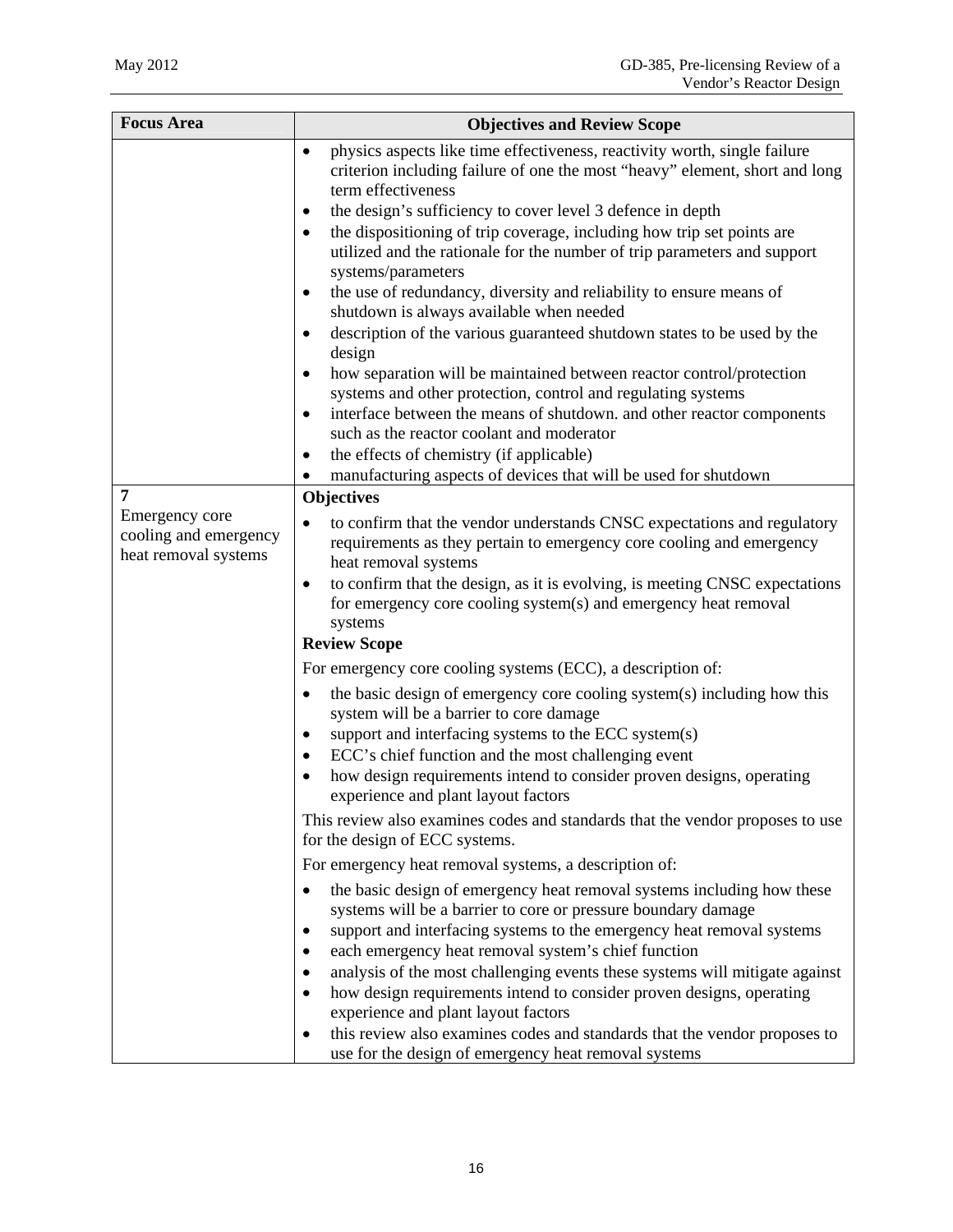| Focus Area | Objectives and Review Scope |
|---|---|
| | • physics aspects like time effectiveness, reactivity worth, single failure criterion including failure of one the most "heavy" element, short and long term effectiveness<br>• the design's sufficiency to cover level 3 defence in depth<br>• the dispositioning of trip coverage, including how trip set points are utilized and the rationale for the number of trip parameters and support systems/parameters<br>• the use of redundancy, diversity and reliability to ensure means of shutdown is always available when needed<br>• description of the various guaranteed shutdown states to be used by the design<br>• how separation will be maintained between reactor control/protection systems and other protection, control and regulating systems<br>• interface between the means of shutdown. and other reactor components such as the reactor coolant and moderator<br>• the effects of chemistry (if applicable)<br>• manufacturing aspects of devices that will be used for shutdown |
| **7**<br>Emergency core cooling and emergency heat removal systems | **Objectives**<br>• to confirm that the vendor understands CNSC expectations and regulatory requirements as they pertain to emergency core cooling and emergency heat removal systems<br>• to confirm that the design, as it is evolving, is meeting CNSC expectations for emergency core cooling system(s) and emergency heat removal systems<br>**Review Scope**<br>For emergency core cooling systems (ECC), a description of:<br>• the basic design of emergency core cooling system(s) including how this system will be a barrier to core damage<br>• support and interfacing systems to the ECC system(s)<br>• ECC's chief function and the most challenging event<br>• how design requirements intend to consider proven designs, operating experience and plant layout factors<br>This review also examines codes and standards that the vendor proposes to use for the design of ECC systems.<br>For emergency heat removal systems, a description of:<br>• the basic design of emergency heat removal systems including how these systems will be a barrier to core or pressure boundary damage<br>• support and interfacing systems to the emergency heat removal systems<br>• each emergency heat removal system's chief function<br>• analysis of the most challenging events these systems will mitigate against<br>• how design requirements intend to consider proven designs, operating experience and plant layout factors<br>• this review also examines codes and standards that the vendor proposes to use for the design of emergency heat removal systems |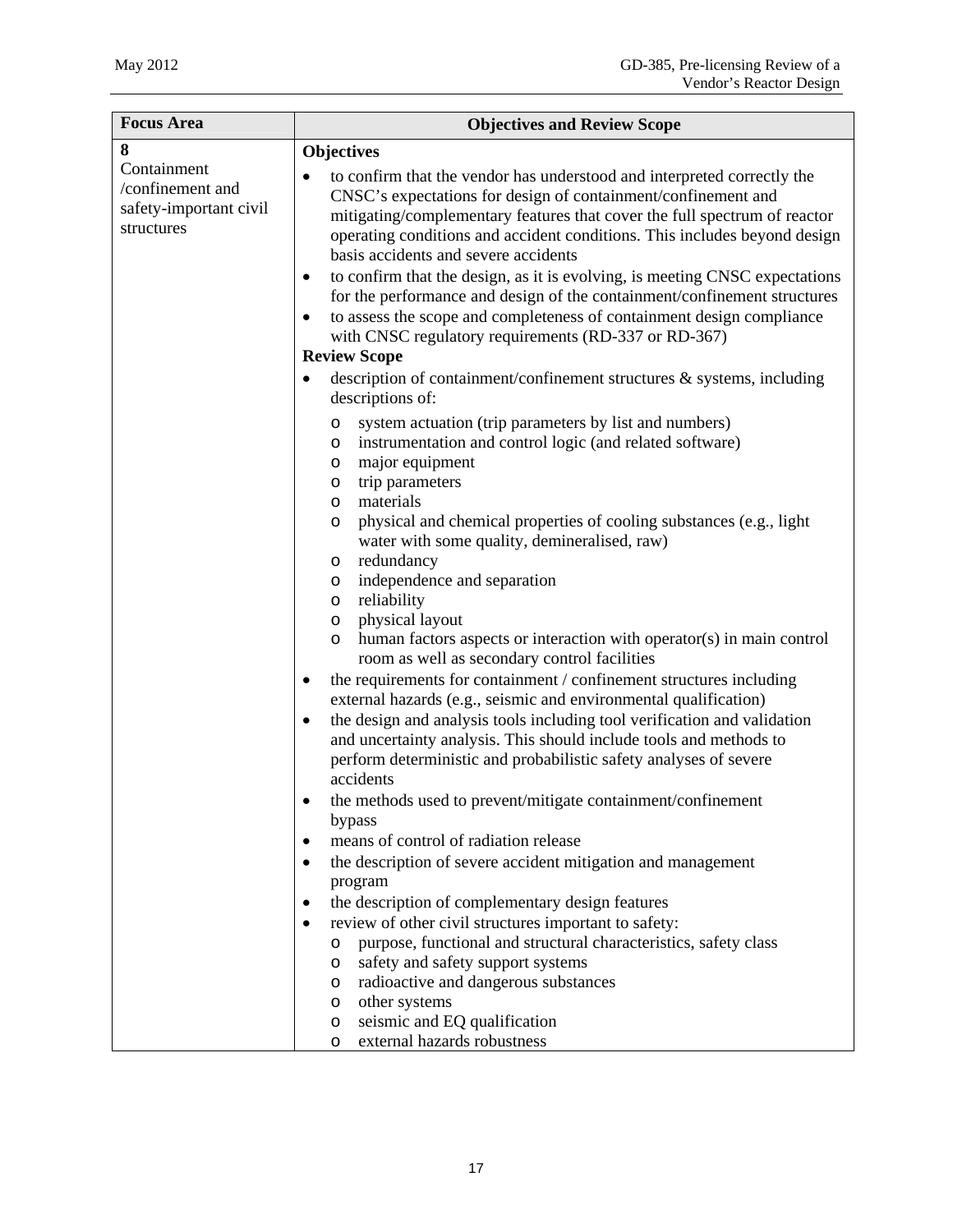| Focus Area | Objectives and Review Scope |
|---|---|
| **8**<br>Containment /confinement and safety-important civil structures | **Objectives**<br>• to confirm that the vendor has understood and interpreted correctly the CNSC's expectations for design of containment/confinement and mitigating/complementary features that cover the full spectrum of reactor operating conditions and accident conditions. This includes beyond design basis accidents and severe accidents<br>• to confirm that the design, as it is evolving, is meeting CNSC expectations for the performance and design of the containment/confinement structures<br>• to assess the scope and completeness of containment design compliance with CNSC regulatory requirements (RD-337 or RD-367)<br>**Review Scope**<br>• description of containment/confinement structures & systems, including descriptions of:<br>  o system actuation (trip parameters by list and numbers)<br>  o instrumentation and control logic (and related software)<br>  o major equipment<br>  o trip parameters<br>  o materials<br>  o physical and chemical properties of cooling substances (e.g., light water with some quality, demineralised, raw)<br>  o redundancy<br>  o independence and separation<br>  o reliability<br>  o physical layout<br>  o human factors aspects or interaction with operator(s) in main control room as well as secondary control facilities<br>• the requirements for containment / confinement structures including external hazards (e.g., seismic and environmental qualification)<br>• the design and analysis tools including tool verification and validation and uncertainty analysis. This should include tools and methods to perform deterministic and probabilistic safety analyses of severe accidents<br>• the methods used to prevent/mitigate containment/confinement bypass<br>• means of control of radiation release<br>• the description of severe accident mitigation and management program<br>• the description of complementary design features<br>• review of other civil structures important to safety:<br>  o purpose, functional and structural characteristics, safety class<br>  o safety and safety support systems<br>  o radioactive and dangerous substances<br>  o other systems<br>  o seismic and EQ qualification<br>  o external hazards robustness |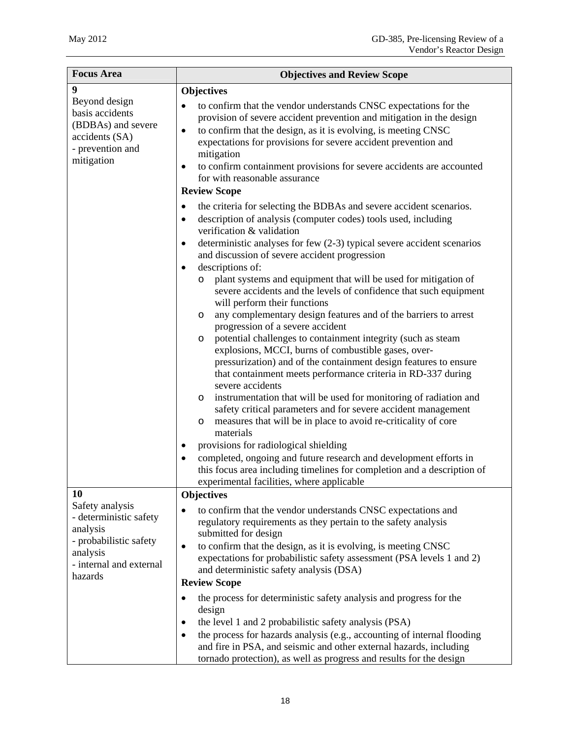| Focus Area | Objectives and Review Scope |
|---|---|
| **9**<br>Beyond design basis accidents (BDBAs) and severe accidents (SA)<br>- prevention and mitigation | **Objectives**<br>• to confirm that the vendor understands CNSC expectations for the provision of severe accident prevention and mitigation in the design<br>• to confirm that the design, as it is evolving, is meeting CNSC expectations for provisions for severe accident prevention and mitigation<br>• to confirm containment provisions for severe accidents are accounted for with reasonable assurance<br>**Review Scope**<br>• the criteria for selecting the BDBAs and severe accident scenarios.<br>• description of analysis (computer codes) tools used, including verification & validation<br>• deterministic analyses for few (2-3) typical severe accident scenarios and discussion of severe accident progression<br>• descriptions of:<br>  o plant systems and equipment that will be used for mitigation of severe accidents and the levels of confidence that such equipment will perform their functions<br>  o any complementary design features and of the barriers to arrest progression of a severe accident<br>  o potential challenges to containment integrity (such as steam explosions, MCCI, burns of combustible gases, over-pressurization) and of the containment design features to ensure that containment meets performance criteria in RD-337 during severe accidents<br>  o instrumentation that will be used for monitoring of radiation and safety critical parameters and for severe accident management<br>  o measures that will be in place to avoid re-criticality of core materials<br>• provisions for radiological shielding<br>• completed, ongoing and future research and development efforts in this focus area including timelines for completion and a description of experimental facilities, where applicable |
| **10**<br>Safety analysis<br>- deterministic safety analysis<br>- probabilistic safety analysis<br>- internal and external hazards | **Objectives**<br>• to confirm that the vendor understands CNSC expectations and regulatory requirements as they pertain to the safety analysis submitted for design<br>• to confirm that the design, as it is evolving, is meeting CNSC expectations for probabilistic safety assessment (PSA levels 1 and 2) and deterministic safety analysis (DSA)<br>**Review Scope**<br>• the process for deterministic safety analysis and progress for the design<br>• the level 1 and 2 probabilistic safety analysis (PSA)<br>• the process for hazards analysis (e.g., accounting of internal flooding and fire in PSA, and seismic and other external hazards, including tornado protection), as well as progress and results for the design |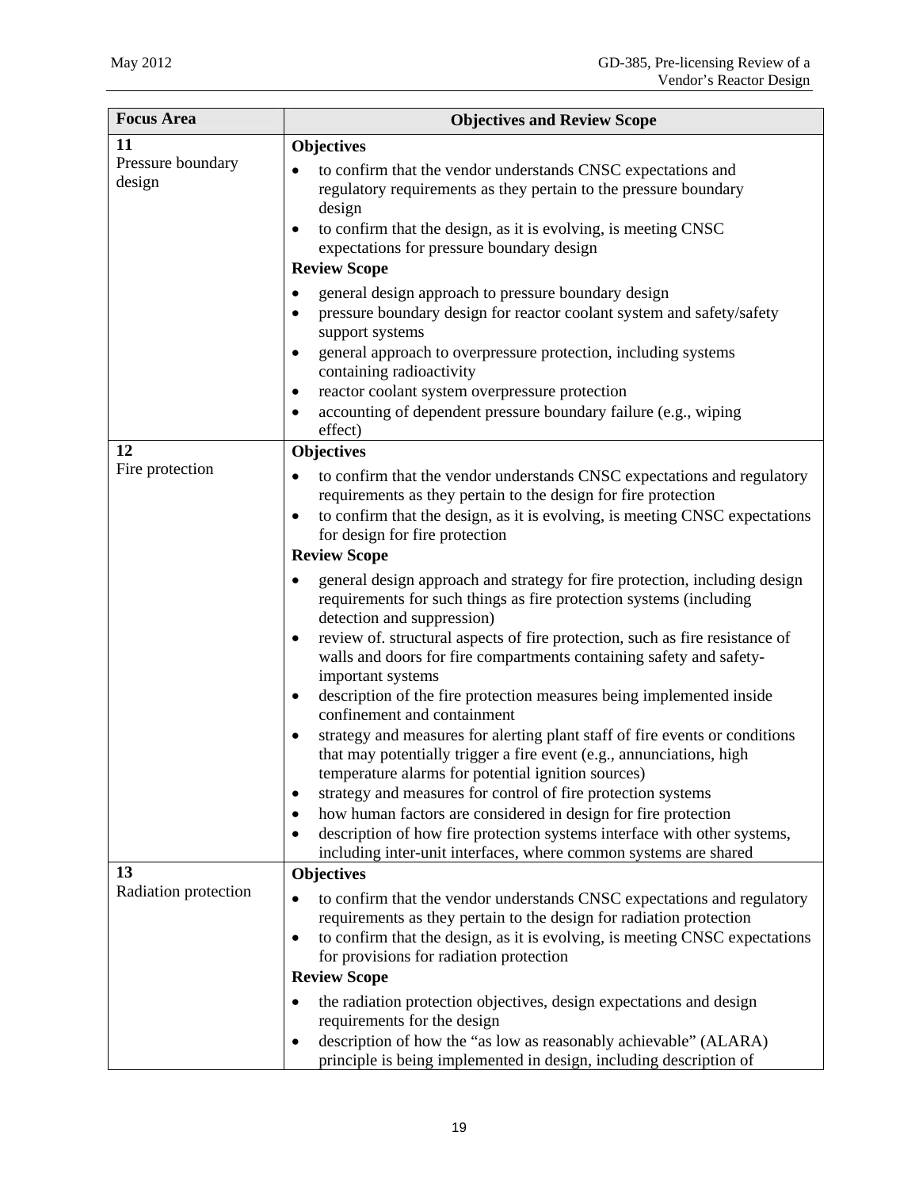| Focus Area | Objectives and Review Scope |
|---|---|
| **11**<br>Pressure boundary design | **Objectives**<br>• to confirm that the vendor understands CNSC expectations and regulatory requirements as they pertain to the pressure boundary design<br>• to confirm that the design, as it is evolving, is meeting CNSC expectations for pressure boundary design<br>**Review Scope**<br>• general design approach to pressure boundary design<br>• pressure boundary design for reactor coolant system and safety/safety support systems<br>• general approach to overpressure protection, including systems containing radioactivity<br>• reactor coolant system overpressure protection<br>• accounting of dependent pressure boundary failure (e.g., wiping effect) |
| **12**<br>Fire protection | **Objectives**<br>• to confirm that the vendor understands CNSC expectations and regulatory requirements as they pertain to the design for fire protection<br>• to confirm that the design, as it is evolving, is meeting CNSC expectations for design for fire protection<br>**Review Scope**<br>• general design approach and strategy for fire protection, including design requirements for such things as fire protection systems (including detection and suppression)<br>• review of. structural aspects of fire protection, such as fire resistance of walls and doors for fire compartments containing safety and safety-important systems<br>• description of the fire protection measures being implemented inside confinement and containment<br>• strategy and measures for alerting plant staff of fire events or conditions that may potentially trigger a fire event (e.g., annunciations, high temperature alarms for potential ignition sources)<br>• strategy and measures for control of fire protection systems<br>• how human factors are considered in design for fire protection<br>• description of how fire protection systems interface with other systems, including inter-unit interfaces, where common systems are shared |
| **13**<br>Radiation protection | **Objectives**<br>• to confirm that the vendor understands CNSC expectations and regulatory requirements as they pertain to the design for radiation protection<br>• to confirm that the design, as it is evolving, is meeting CNSC expectations for provisions for radiation protection<br>**Review Scope**<br>• the radiation protection objectives, design expectations and design requirements for the design<br>• description of how the "as low as reasonably achievable" (ALARA) principle is being implemented in design, including description of |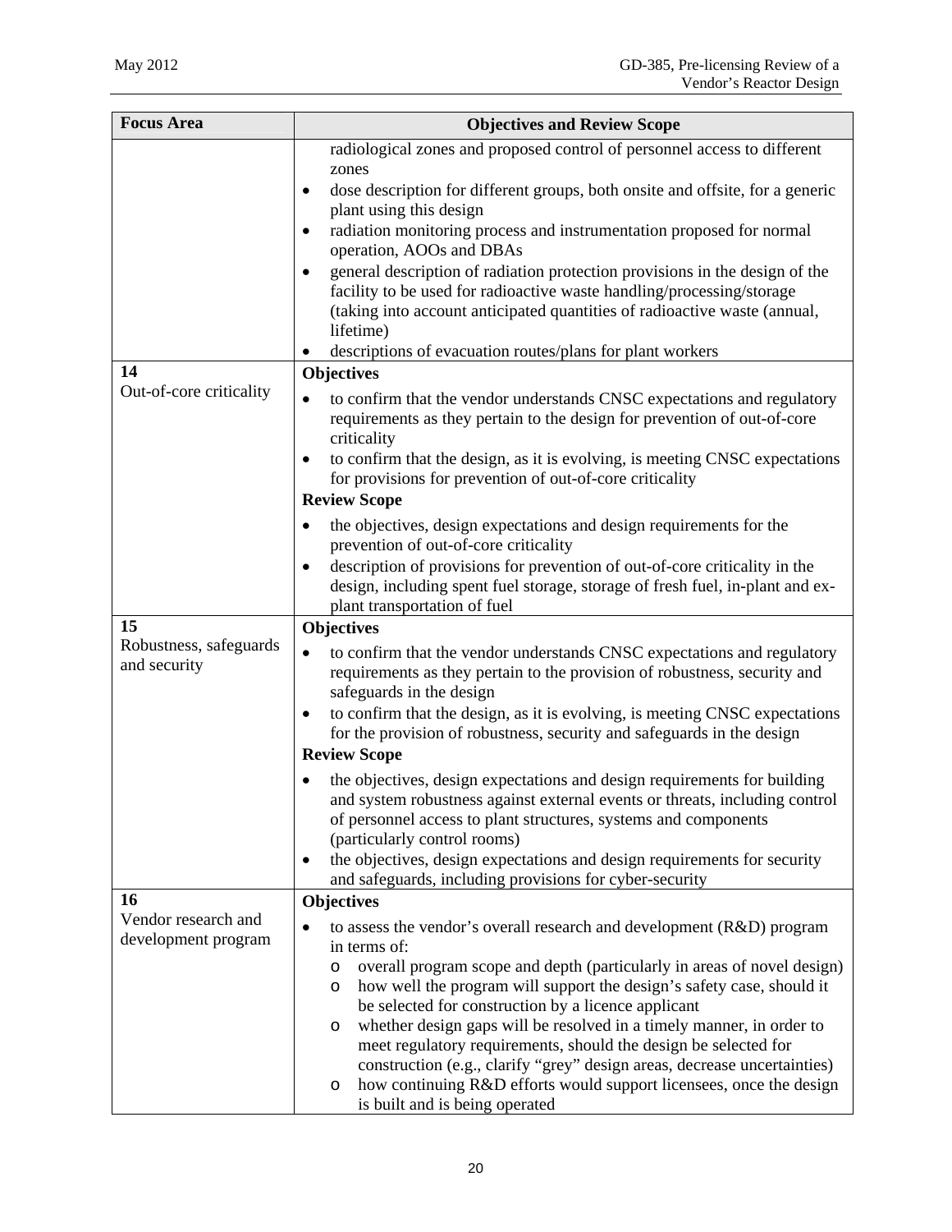| Focus Area | Objectives and Review Scope |
|---|---|
| | radiological zones and proposed control of personnel access to different zones<br>• dose description for different groups, both onsite and offsite, for a generic plant using this design<br>• radiation monitoring process and instrumentation proposed for normal operation, AOOs and DBAs<br>• general description of radiation protection provisions in the design of the facility to be used for radioactive waste handling/processing/storage (taking into account anticipated quantities of radioactive waste (annual, lifetime)<br>• descriptions of evacuation routes/plans for plant workers |
| **14**<br>Out-of-core criticality | **Objectives**<br>• to confirm that the vendor understands CNSC expectations and regulatory requirements as they pertain to the design for prevention of out-of-core criticality<br>• to confirm that the design, as it is evolving, is meeting CNSC expectations for provisions for prevention of out-of-core criticality<br>**Review Scope**<br>• the objectives, design expectations and design requirements for the prevention of out-of-core criticality<br>• description of provisions for prevention of out-of-core criticality in the design, including spent fuel storage, storage of fresh fuel, in-plant and ex-plant transportation of fuel |
| **15**<br>Robustness, safeguards and security | **Objectives**<br>• to confirm that the vendor understands CNSC expectations and regulatory requirements as they pertain to the provision of robustness, security and safeguards in the design<br>• to confirm that the design, as it is evolving, is meeting CNSC expectations for the provision of robustness, security and safeguards in the design<br>**Review Scope**<br>• the objectives, design expectations and design requirements for building and system robustness against external events or threats, including control of personnel access to plant structures, systems and components (particularly control rooms)<br>• the objectives, design expectations and design requirements for security and safeguards, including provisions for cyber-security |
| **16**<br>Vendor research and development program | **Objectives**<br>• to assess the vendor's overall research and development (R&D) program in terms of:<br>&nbsp;&nbsp;&nbsp;&nbsp;o overall program scope and depth (particularly in areas of novel design)<br>&nbsp;&nbsp;&nbsp;&nbsp;o how well the program will support the design's safety case, should it be selected for construction by a licence applicant<br>&nbsp;&nbsp;&nbsp;&nbsp;o whether design gaps will be resolved in a timely manner, in order to meet regulatory requirements, should the design be selected for construction (e.g., clarify "grey" design areas, decrease uncertainties)<br>&nbsp;&nbsp;&nbsp;&nbsp;o how continuing R&D efforts would support licensees, once the design is built and is being operated |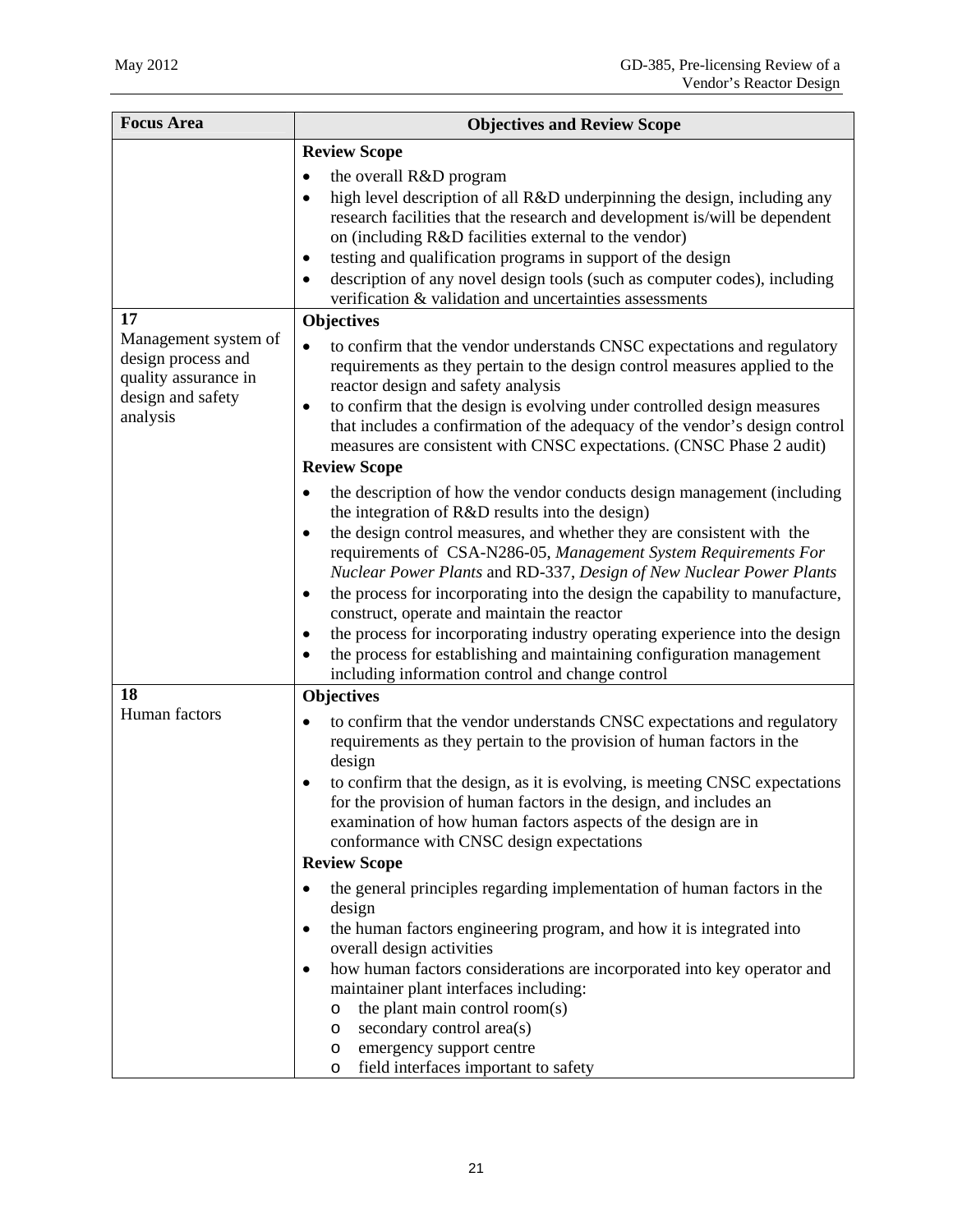| Focus Area | Objectives and Review Scope |
|---|---|
| | **Review Scope**<br>• the overall R&D program<br>• high level description of all R&D underpinning the design, including any research facilities that the research and development is/will be dependent on (including R&D facilities external to the vendor)<br>• testing and qualification programs in support of the design<br>• description of any novel design tools (such as computer codes), including verification & validation and uncertainties assessments |
| **17**<br>Management system of design process and quality assurance in design and safety analysis | **Objectives**<br>• to confirm that the vendor understands CNSC expectations and regulatory requirements as they pertain to the design control measures applied to the reactor design and safety analysis<br>• to confirm that the design is evolving under controlled design measures that includes a confirmation of the adequacy of the vendor's design control measures are consistent with CNSC expectations. (CNSC Phase 2 audit)<br>**Review Scope**<br>• the description of how the vendor conducts design management (including the integration of R&D results into the design)<br>• the design control measures, and whether they are consistent with the requirements of CSA-N286-05, *Management System Requirements For Nuclear Power Plants* and RD-337, *Design of New Nuclear Power Plants*<br>• the process for incorporating into the design the capability to manufacture, construct, operate and maintain the reactor<br>• the process for incorporating industry operating experience into the design<br>• the process for establishing and maintaining configuration management including information control and change control |
| **18**<br>Human factors | **Objectives**<br>• to confirm that the vendor understands CNSC expectations and regulatory requirements as they pertain to the provision of human factors in the design<br>• to confirm that the design, as it is evolving, is meeting CNSC expectations for the provision of human factors in the design, and includes an examination of how human factors aspects of the design are in conformance with CNSC design expectations<br>**Review Scope**<br>• the general principles regarding implementation of human factors in the design<br>• the human factors engineering program, and how it is integrated into overall design activities<br>• how human factors considerations are incorporated into key operator and maintainer plant interfaces including:<br>&nbsp;&nbsp;&nbsp;&nbsp;o the plant main control room(s)<br>&nbsp;&nbsp;&nbsp;&nbsp;o secondary control area(s)<br>&nbsp;&nbsp;&nbsp;&nbsp;o emergency support centre<br>&nbsp;&nbsp;&nbsp;&nbsp;o field interfaces important to safety |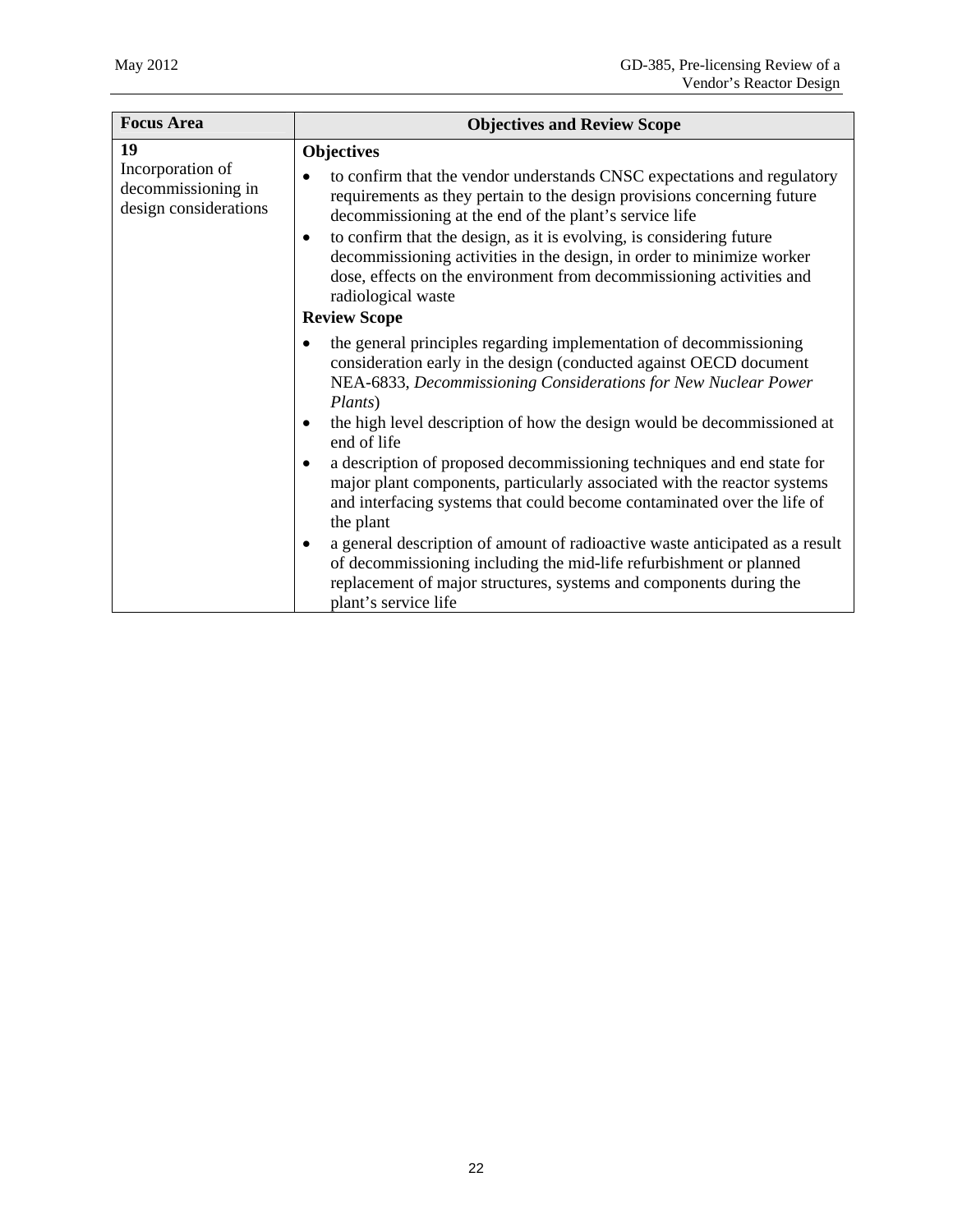| Focus Area | Objectives and Review Scope |
|---|---|
| **19**<br>Incorporation of decommissioning in design considerations | **Objectives**<br>• to confirm that the vendor understands CNSC expectations and regulatory requirements as they pertain to the design provisions concerning future decommissioning at the end of the plant's service life<br>• to confirm that the design, as it is evolving, is considering future decommissioning activities in the design, in order to minimize worker dose, effects on the environment from decommissioning activities and radiological waste<br>**Review Scope**<br>• the general principles regarding implementation of decommissioning consideration early in the design (conducted against OECD document NEA-6833, *Decommissioning Considerations for New Nuclear Power Plants*)<br>• the high level description of how the design would be decommissioned at end of life<br>• a description of proposed decommissioning techniques and end state for major plant components, particularly associated with the reactor systems and interfacing systems that could become contaminated over the life of the plant<br>• a general description of amount of radioactive waste anticipated as a result of decommissioning including the mid-life refurbishment or planned replacement of major structures, systems and components during the plant's service life |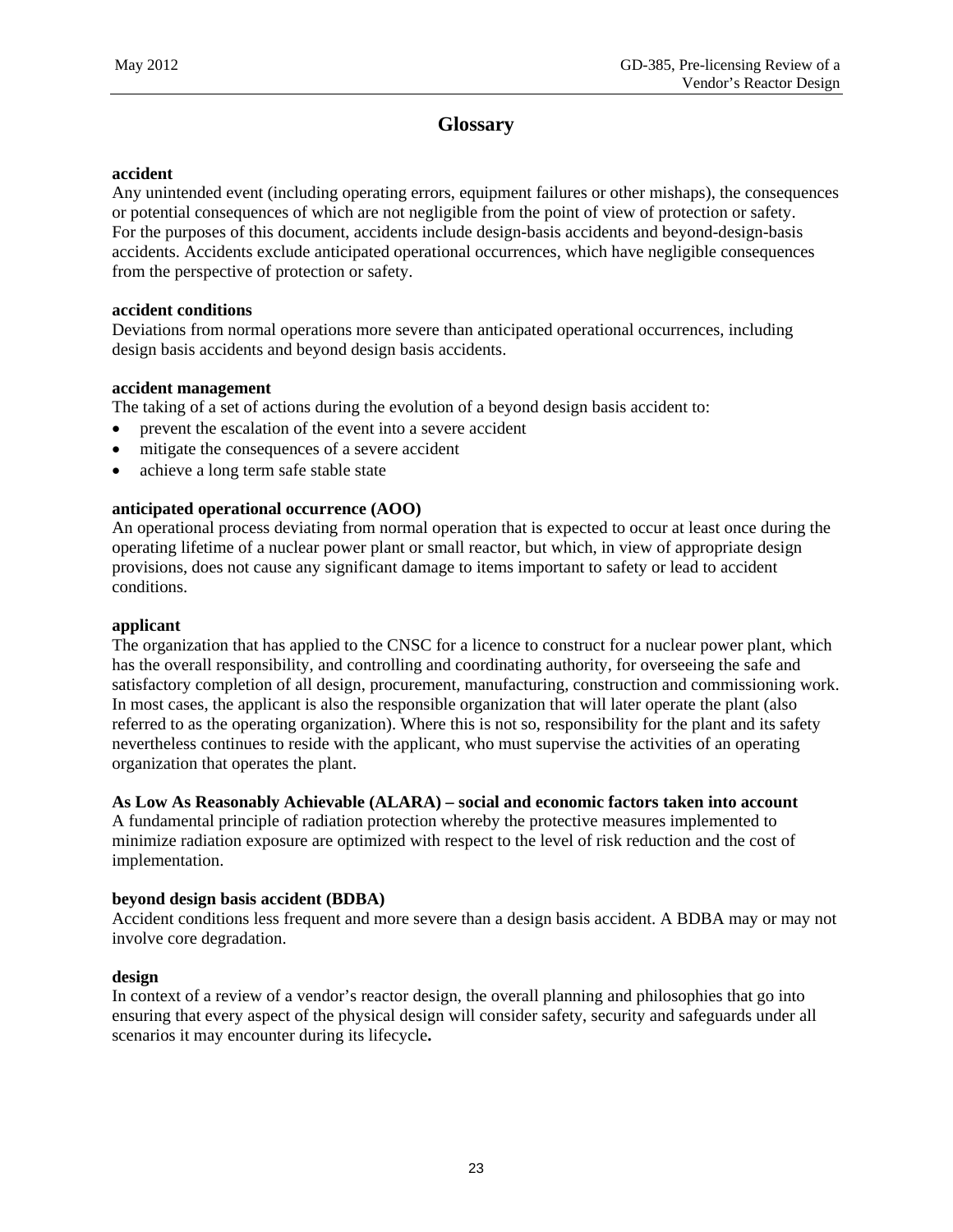# Glossary

**accident**
Any unintended event (including operating errors, equipment failures or other mishaps), the consequences or potential consequences of which are not negligible from the point of view of protection or safety. For the purposes of this document, accidents include design-basis accidents and beyond-design-basis accidents. Accidents exclude anticipated operational occurrences, which have negligible consequences from the perspective of protection or safety.

**accident conditions**
Deviations from normal operations more severe than anticipated operational occurrences, including design basis accidents and beyond design basis accidents.

**accident management**
The taking of a set of actions during the evolution of a beyond design basis accident to:

- prevent the escalation of the event into a severe accident
- mitigate the consequences of a severe accident
- achieve a long term safe stable state

**anticipated operational occurrence (AOO)**
An operational process deviating from normal operation that is expected to occur at least once during the operating lifetime of a nuclear power plant or small reactor, but which, in view of appropriate design provisions, does not cause any significant damage to items important to safety or lead to accident conditions.

**applicant**
The organization that has applied to the CNSC for a licence to construct for a nuclear power plant, which has the overall responsibility, and controlling and coordinating authority, for overseeing the safe and satisfactory completion of all design, procurement, manufacturing, construction and commissioning work. In most cases, the applicant is also the responsible organization that will later operate the plant (also referred to as the operating organization). Where this is not so, responsibility for the plant and its safety nevertheless continues to reside with the applicant, who must supervise the activities of an operating organization that operates the plant.

**As Low As Reasonably Achievable (ALARA) – social and economic factors taken into account**
A fundamental principle of radiation protection whereby the protective measures implemented to minimize radiation exposure are optimized with respect to the level of risk reduction and the cost of implementation.

**beyond design basis accident (BDBA)**
Accident conditions less frequent and more severe than a design basis accident. A BDBA may or may not involve core degradation.

**design**
In context of a review of a vendor's reactor design, the overall planning and philosophies that go into ensuring that every aspect of the physical design will consider safety, security and safeguards under all scenarios it may encounter during its lifecycle**.**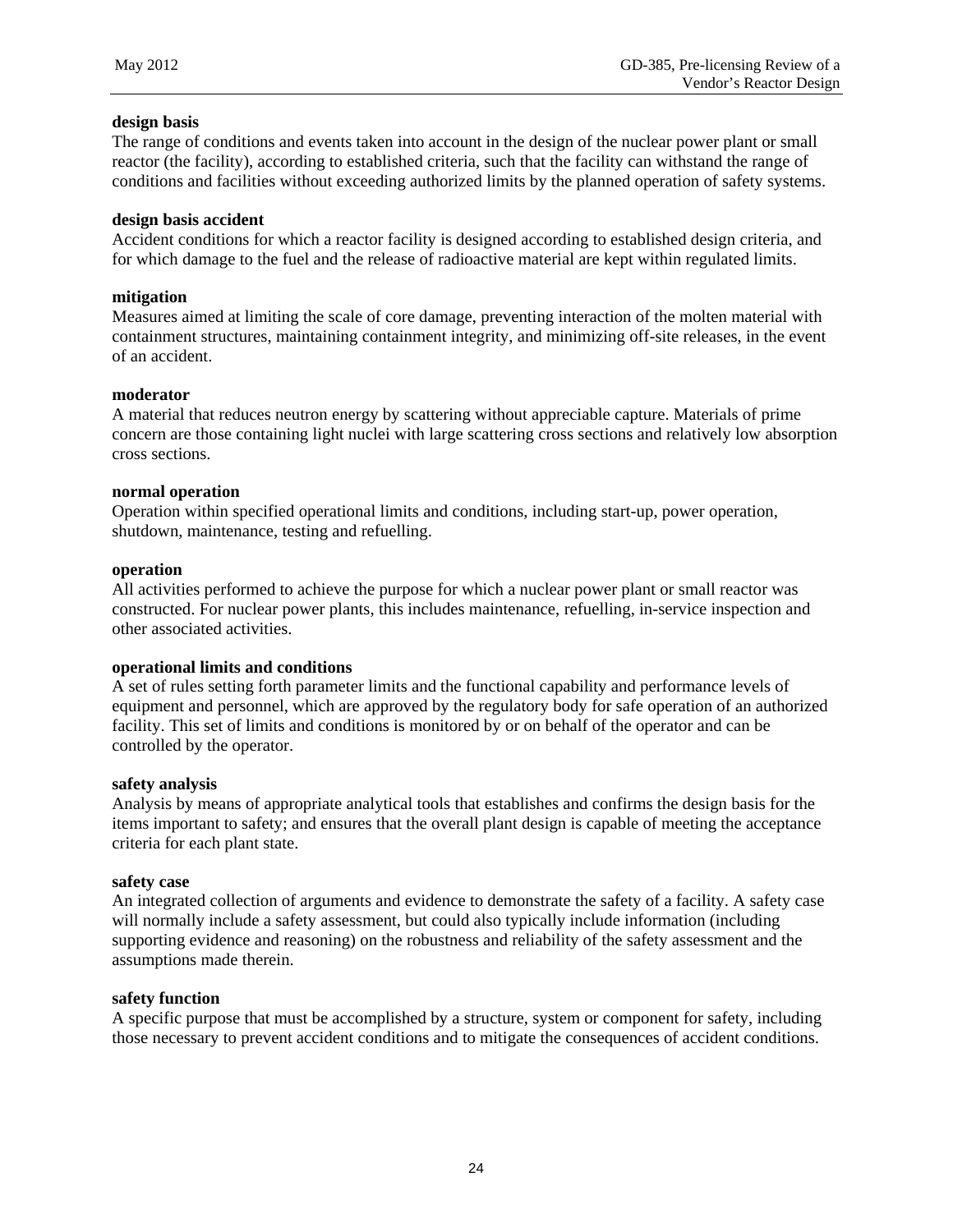**design basis**
The range of conditions and events taken into account in the design of the nuclear power plant or small reactor (the facility), according to established criteria, such that the facility can withstand the range of conditions and facilities without exceeding authorized limits by the planned operation of safety systems.

**design basis accident**
Accident conditions for which a reactor facility is designed according to established design criteria, and for which damage to the fuel and the release of radioactive material are kept within regulated limits.

**mitigation**
Measures aimed at limiting the scale of core damage, preventing interaction of the molten material with containment structures, maintaining containment integrity, and minimizing off-site releases, in the event of an accident.

**moderator**
A material that reduces neutron energy by scattering without appreciable capture. Materials of prime concern are those containing light nuclei with large scattering cross sections and relatively low absorption cross sections.

**normal operation**
Operation within specified operational limits and conditions, including start-up, power operation, shutdown, maintenance, testing and refuelling.

**operation**
All activities performed to achieve the purpose for which a nuclear power plant or small reactor was constructed. For nuclear power plants, this includes maintenance, refuelling, in-service inspection and other associated activities.

**operational limits and conditions**
A set of rules setting forth parameter limits and the functional capability and performance levels of equipment and personnel, which are approved by the regulatory body for safe operation of an authorized facility. This set of limits and conditions is monitored by or on behalf of the operator and can be controlled by the operator.

**safety analysis**
Analysis by means of appropriate analytical tools that establishes and confirms the design basis for the items important to safety; and ensures that the overall plant design is capable of meeting the acceptance criteria for each plant state.

**safety case**
An integrated collection of arguments and evidence to demonstrate the safety of a facility. A safety case will normally include a safety assessment, but could also typically include information (including supporting evidence and reasoning) on the robustness and reliability of the safety assessment and the assumptions made therein.

**safety function**
A specific purpose that must be accomplished by a structure, system or component for safety, including those necessary to prevent accident conditions and to mitigate the consequences of accident conditions.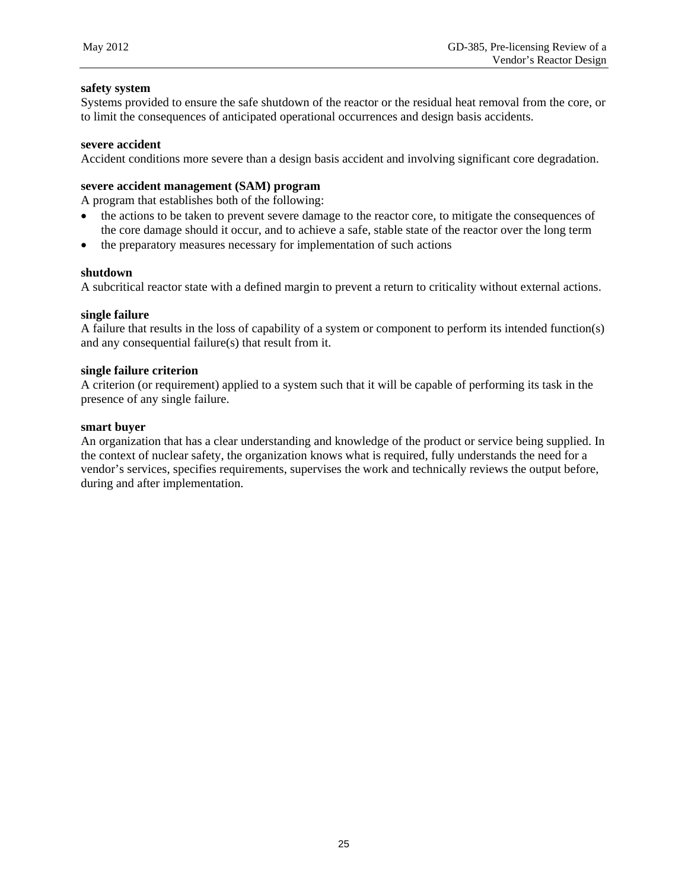**safety system**
Systems provided to ensure the safe shutdown of the reactor or the residual heat removal from the core, or to limit the consequences of anticipated operational occurrences and design basis accidents.

**severe accident**
Accident conditions more severe than a design basis accident and involving significant core degradation.

**severe accident management (SAM) program**
A program that establishes both of the following:

- the actions to be taken to prevent severe damage to the reactor core, to mitigate the consequences of the core damage should it occur, and to achieve a safe, stable state of the reactor over the long term
- the preparatory measures necessary for implementation of such actions

**shutdown**
A subcritical reactor state with a defined margin to prevent a return to criticality without external actions.

**single failure**
A failure that results in the loss of capability of a system or component to perform its intended function(s) and any consequential failure(s) that result from it.

**single failure criterion**
A criterion (or requirement) applied to a system such that it will be capable of performing its task in the presence of any single failure.

**smart buyer**
An organization that has a clear understanding and knowledge of the product or service being supplied. In the context of nuclear safety, the organization knows what is required, fully understands the need for a vendor's services, specifies requirements, supervises the work and technically reviews the output before, during and after implementation.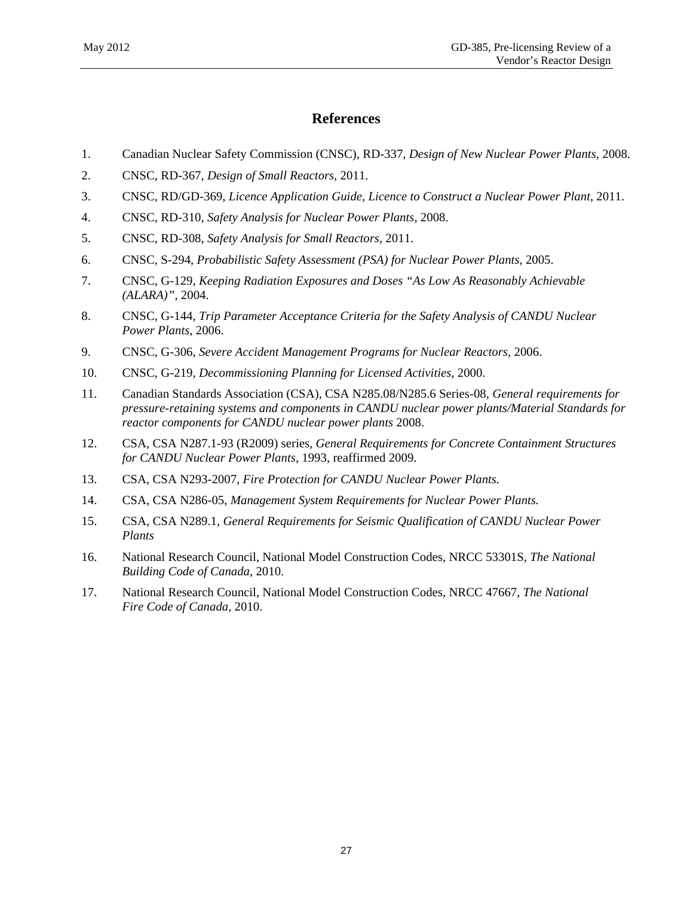# References

1. Canadian Nuclear Safety Commission (CNSC), RD-337, *Design of New Nuclear Power Plants*, 2008.
2. CNSC, RD-367, *Design of Small Reactors*, 2011.
3. CNSC, RD/GD-369, *Licence Application Guide, Licence to Construct a Nuclear Power Plant*, 2011.
4. CNSC, RD-310, *Safety Analysis for Nuclear Power Plants*, 2008.
5. CNSC, RD-308, *Safety Analysis for Small Reactors*, 2011.
6. CNSC, S-294, *Probabilistic Safety Assessment (PSA) for Nuclear Power Plants*, 2005.
7. CNSC, G-129, *Keeping Radiation Exposures and Doses "As Low As Reasonably Achievable (ALARA)"*, 2004.
8. CNSC, G-144, *Trip Parameter Acceptance Criteria for the Safety Analysis of CANDU Nuclear Power Plants*, 2006.
9. CNSC, G-306, *Severe Accident Management Programs for Nuclear Reactors*, 2006.
10. CNSC, G-219, *Decommissioning Planning for Licensed Activities*, 2000.
11. Canadian Standards Association (CSA), CSA N285.08/N285.6 Series-08, *General requirements for pressure-retaining systems and components in CANDU nuclear power plants/Material Standards for reactor components for CANDU nuclear power plants* 2008.
12. CSA, CSA N287.1-93 (R2009) series, *General Requirements for Concrete Containment Structures for CANDU Nuclear Power Plants*, 1993, reaffirmed 2009.
13. CSA, CSA N293-2007, *Fire Protection for CANDU Nuclear Power Plants.*
14. CSA, CSA N286-05, *Management System Requirements for Nuclear Power Plants.*
15. CSA, CSA N289.1, *General Requirements for Seismic Qualification of CANDU Nuclear Power Plants*
16. National Research Council, National Model Construction Codes, NRCC 53301S, *The National Building Code of Canada*, 2010.
17. National Research Council, National Model Construction Codes, NRCC 47667, *The National Fire Code of Canada*, 2010.